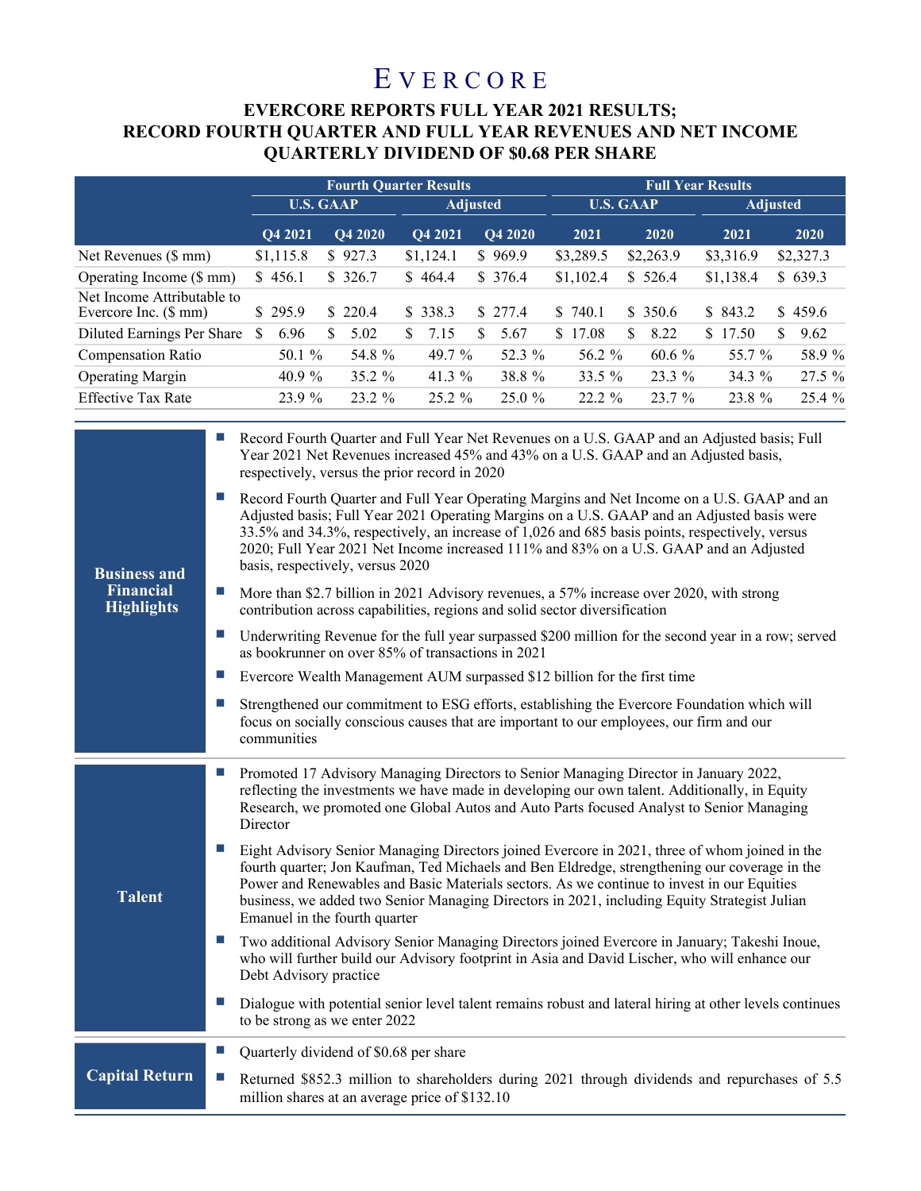# EVERCORE

## EVERCORE REPORTS FULL YEAR 2021 RESULTS; RECORD FOURTH QUARTER AND FULL YEAR REVENUES AND NET INCOME QUARTERLY DIVIDEND OF $0.68 PER SHARE

| | Fourth Quarter Results | | | | Full Year Results | | | |
|---|---|---|---|---|---|---|---|---|
| | U.S. GAAP | | Adjusted | | U.S. GAAP | | Adjusted | |
| | Q4 2021 | Q4 2020 | Q4 2021 | Q4 2020 | 2021 | 2020 | 2021 | 2020 |
| Net Revenues ($ mm) | $1,115.8 | $ 927.3 | $1,124.1 | $ 969.9 | $3,289.5 | $2,263.9 | $3,316.9 | $2,327.3 |
| Operating Income ($ mm) | $ 456.1 | $ 326.7 | $ 464.4 | $ 376.4 | $1,102.4 | $ 526.4 | $1,138.4 | $ 639.3 |
| Net Income Attributable to Evercore Inc. ($ mm) | $ 295.9 | $ 220.4 | $ 338.3 | $ 277.4 | $ 740.1 | $ 350.6 | $ 843.2 | $ 459.6 |
| Diluted Earnings Per Share | $ 6.96 | $ 5.02 | $ 7.15 | $ 5.67 | $ 17.08 | $ 8.22 | $ 17.50 | $ 9.62 |
| Compensation Ratio | 50.1 % | 54.8 % | 49.7 % | 52.3 % | 56.2 % | 60.6 % | 55.7 % | 58.9 % |
| Operating Margin | 40.9 % | 35.2 % | 41.3 % | 38.8 % | 33.5 % | 23.3 % | 34.3 % | 27.5 % |
| Effective Tax Rate | 23.9 % | 23.2 % | 25.2 % | 25.0 % | 22.2 % | 23.7 % | 23.8 % | 25.4 % |

### Business and Financial Highlights

- Record Fourth Quarter and Full Year Net Revenues on a U.S. GAAP and an Adjusted basis; Full Year 2021 Net Revenues increased 45% and 43% on a U.S. GAAP and an Adjusted basis, respectively, versus the prior record in 2020
- Record Fourth Quarter and Full Year Operating Margins and Net Income on a U.S. GAAP and an Adjusted basis; Full Year 2021 Operating Margins on a U.S. GAAP and an Adjusted basis were 33.5% and 34.3%, respectively, an increase of 1,026 and 685 basis points, respectively, versus 2020; Full Year 2021 Net Income increased 111% and 83% on a U.S. GAAP and an Adjusted basis, respectively, versus 2020
- More than $2.7 billion in 2021 Advisory revenues, a 57% increase over 2020, with strong contribution across capabilities, regions and solid sector diversification
- Underwriting Revenue for the full year surpassed $200 million for the second year in a row; served as bookrunner on over 85% of transactions in 2021
- Evercore Wealth Management AUM surpassed $12 billion for the first time
- Strengthened our commitment to ESG efforts, establishing the Evercore Foundation which will focus on socially conscious causes that are important to our employees, our firm and our communities

### Talent

- Promoted 17 Advisory Managing Directors to Senior Managing Director in January 2022, reflecting the investments we have made in developing our own talent. Additionally, in Equity Research, we promoted one Global Autos and Auto Parts focused Analyst to Senior Managing Director
- Eight Advisory Senior Managing Directors joined Evercore in 2021, three of whom joined in the fourth quarter; Jon Kaufman, Ted Michaels and Ben Eldredge, strengthening our coverage in the Power and Renewables and Basic Materials sectors. As we continue to invest in our Equities business, we added two Senior Managing Directors in 2021, including Equity Strategist Julian Emanuel in the fourth quarter
- Two additional Advisory Senior Managing Directors joined Evercore in January; Takeshi Inoue, who will further build our Advisory footprint in Asia and David Lischer, who will enhance our Debt Advisory practice
- Dialogue with potential senior level talent remains robust and lateral hiring at other levels continues to be strong as we enter 2022

### Capital Return

- Quarterly dividend of $0.68 per share
- Returned $852.3 million to shareholders during 2021 through dividends and repurchases of 5.5 million shares at an average price of $132.10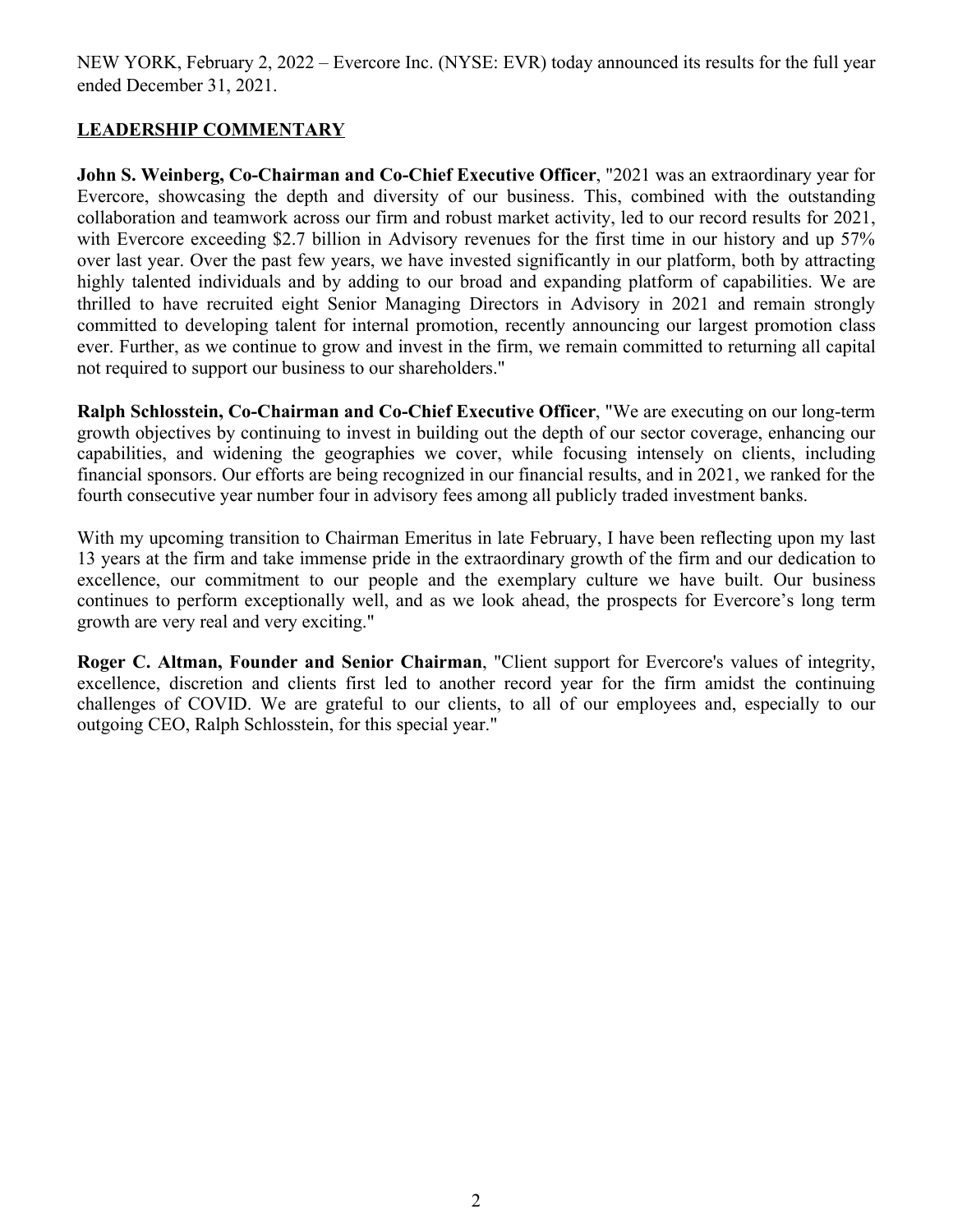NEW YORK, February 2, 2022 – Evercore Inc. (NYSE: EVR) today announced its results for the full year ended December 31, 2021.

## LEADERSHIP COMMENTARY

**John S. Weinberg, Co-Chairman and Co-Chief Executive Officer**, "2021 was an extraordinary year for Evercore, showcasing the depth and diversity of our business. This, combined with the outstanding collaboration and teamwork across our firm and robust market activity, led to our record results for 2021, with Evercore exceeding $2.7 billion in Advisory revenues for the first time in our history and up 57% over last year. Over the past few years, we have invested significantly in our platform, both by attracting highly talented individuals and by adding to our broad and expanding platform of capabilities. We are thrilled to have recruited eight Senior Managing Directors in Advisory in 2021 and remain strongly committed to developing talent for internal promotion, recently announcing our largest promotion class ever. Further, as we continue to grow and invest in the firm, we remain committed to returning all capital not required to support our business to our shareholders."

**Ralph Schlosstein, Co-Chairman and Co-Chief Executive Officer**, "We are executing on our long-term growth objectives by continuing to invest in building out the depth of our sector coverage, enhancing our capabilities, and widening the geographies we cover, while focusing intensely on clients, including financial sponsors. Our efforts are being recognized in our financial results, and in 2021, we ranked for the fourth consecutive year number four in advisory fees among all publicly traded investment banks.

With my upcoming transition to Chairman Emeritus in late February, I have been reflecting upon my last 13 years at the firm and take immense pride in the extraordinary growth of the firm and our dedication to excellence, our commitment to our people and the exemplary culture we have built. Our business continues to perform exceptionally well, and as we look ahead, the prospects for Evercore's long term growth are very real and very exciting."

**Roger C. Altman, Founder and Senior Chairman**, "Client support for Evercore's values of integrity, excellence, discretion and clients first led to another record year for the firm amidst the continuing challenges of COVID. We are grateful to our clients, to all of our employees and, especially to our outgoing CEO, Ralph Schlosstein, for this special year."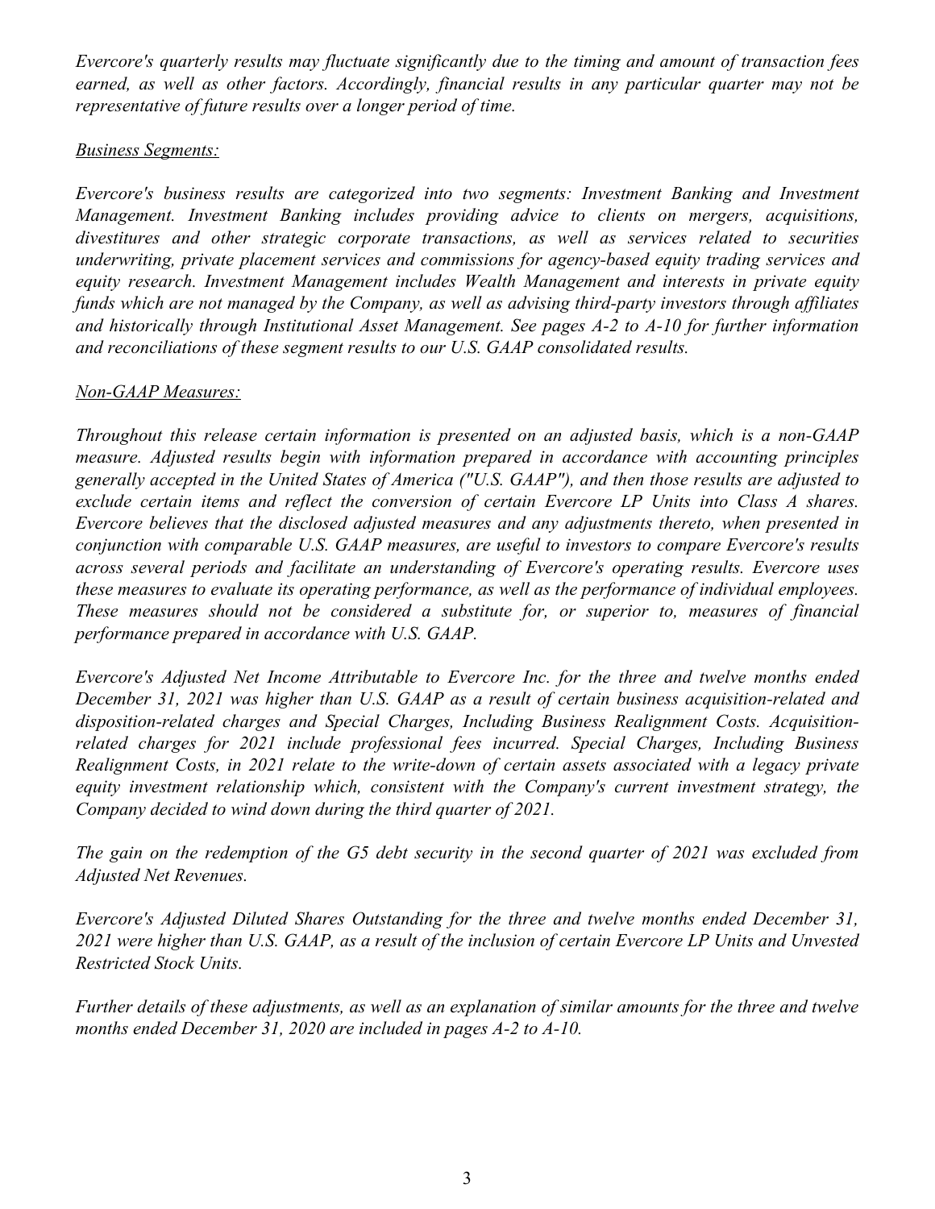*Evercore's quarterly results may fluctuate significantly due to the timing and amount of transaction fees earned, as well as other factors. Accordingly, financial results in any particular quarter may not be representative of future results over a longer period of time.*

*Business Segments:*

*Evercore's business results are categorized into two segments: Investment Banking and Investment Management. Investment Banking includes providing advice to clients on mergers, acquisitions, divestitures and other strategic corporate transactions, as well as services related to securities underwriting, private placement services and commissions for agency-based equity trading services and equity research. Investment Management includes Wealth Management and interests in private equity funds which are not managed by the Company, as well as advising third-party investors through affiliates and historically through Institutional Asset Management. See pages A-2 to A-10 for further information and reconciliations of these segment results to our U.S. GAAP consolidated results.*

*Non-GAAP Measures:*

*Throughout this release certain information is presented on an adjusted basis, which is a non-GAAP measure. Adjusted results begin with information prepared in accordance with accounting principles generally accepted in the United States of America ("U.S. GAAP"), and then those results are adjusted to exclude certain items and reflect the conversion of certain Evercore LP Units into Class A shares. Evercore believes that the disclosed adjusted measures and any adjustments thereto, when presented in conjunction with comparable U.S. GAAP measures, are useful to investors to compare Evercore's results across several periods and facilitate an understanding of Evercore's operating results. Evercore uses these measures to evaluate its operating performance, as well as the performance of individual employees. These measures should not be considered a substitute for, or superior to, measures of financial performance prepared in accordance with U.S. GAAP.*

*Evercore's Adjusted Net Income Attributable to Evercore Inc. for the three and twelve months ended December 31, 2021 was higher than U.S. GAAP as a result of certain business acquisition-related and disposition-related charges and Special Charges, Including Business Realignment Costs. Acquisition-related charges for 2021 include professional fees incurred. Special Charges, Including Business Realignment Costs, in 2021 relate to the write-down of certain assets associated with a legacy private equity investment relationship which, consistent with the Company's current investment strategy, the Company decided to wind down during the third quarter of 2021.*

*The gain on the redemption of the G5 debt security in the second quarter of 2021 was excluded from Adjusted Net Revenues.*

*Evercore's Adjusted Diluted Shares Outstanding for the three and twelve months ended December 31, 2021 were higher than U.S. GAAP, as a result of the inclusion of certain Evercore LP Units and Unvested Restricted Stock Units.*

*Further details of these adjustments, as well as an explanation of similar amounts for the three and twelve months ended December 31, 2020 are included in pages A-2 to A-10.*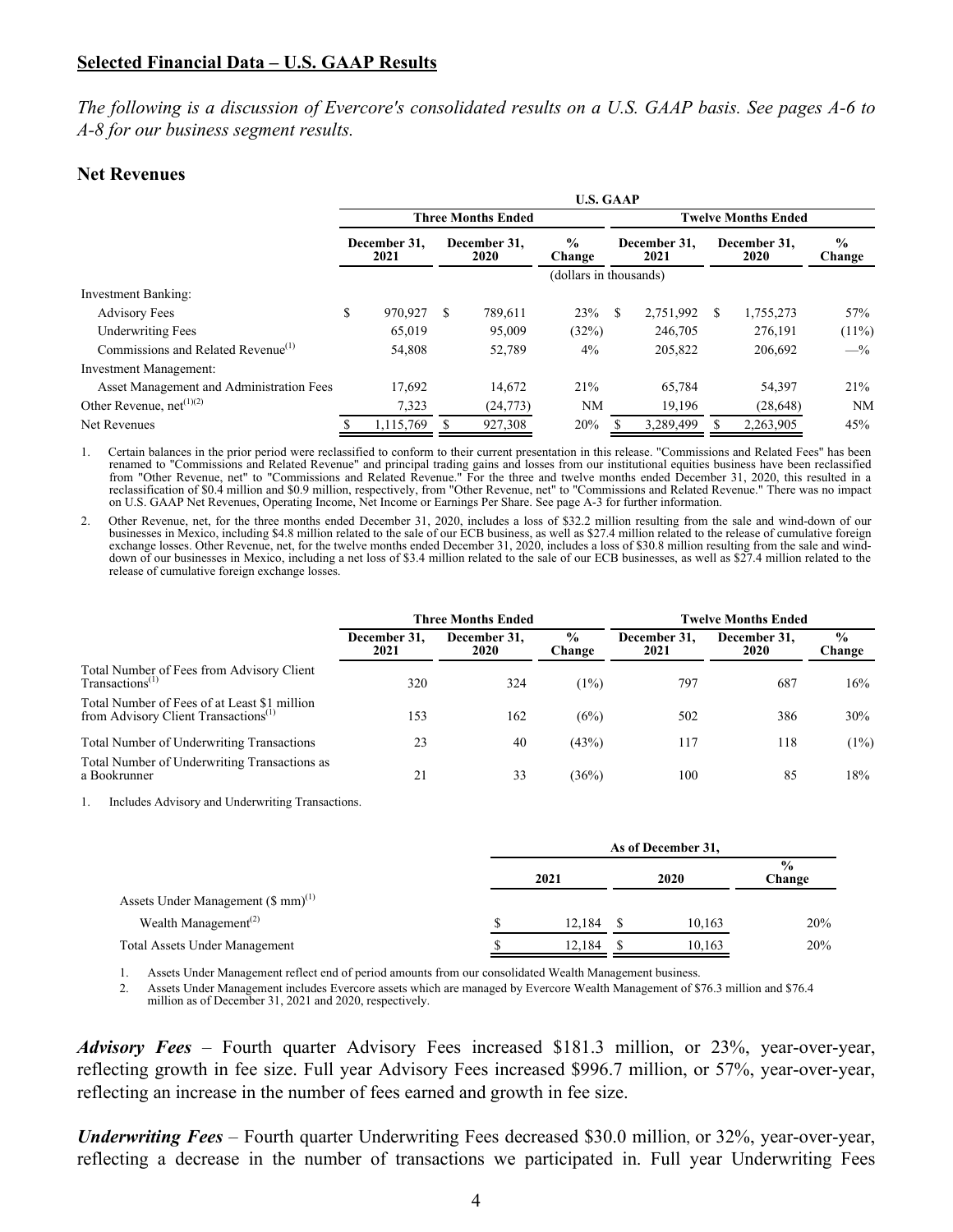## Selected Financial Data – U.S. GAAP Results

*The following is a discussion of Evercore's consolidated results on a U.S. GAAP basis. See pages A-6 to A-8 for our business segment results.*

### Net Revenues

| | U.S. GAAP | | | | | |
|---|---|---|---|---|---|---|
| | Three Months Ended | | | Twelve Months Ended | | |
| | December 31, 2021 | December 31, 2020 | % Change | December 31, 2021 | December 31, 2020 | % Change |
| | (dollars in thousands) | | | | | |
| Investment Banking: | | | | | | |
| Advisory Fees | $ 970,927 | $ 789,611 | 23% | $ 2,751,992 | $ 1,755,273 | 57% |
| Underwriting Fees | 65,019 | 95,009 | (32%) | 246,705 | 276,191 | (11%) |
| Commissions and Related Revenue[1] | 54,808 | 52,789 | 4% | 205,822 | 206,692 | —% |
| Investment Management: | | | | | | |
| Asset Management and Administration Fees | 17,692 | 14,672 | 21% | 65,784 | 54,397 | 21% |
| Other Revenue, net[1][2] | 7,323 | (24,773) | NM | 19,196 | (28,648) | NM |
| Net Revenues | $ 1,115,769 | $ 927,308 | 20% | $ 3,289,499 | $ 2,263,905 | 45% |

1. Certain balances in the prior period were reclassified to conform to their current presentation in this release. "Commissions and Related Fees" has been renamed to "Commissions and Related Revenue" and principal trading gains and losses from our institutional equities business have been reclassified from "Other Revenue, net" to "Commissions and Related Revenue." For the three and twelve months ended December 31, 2020, this resulted in a reclassification of $0.4 million and $0.9 million, respectively, from "Other Revenue, net" to "Commissions and Related Revenue." There was no impact on U.S. GAAP Net Revenues, Operating Income, Net Income or Earnings Per Share. See page A-3 for further information.

2. Other Revenue, net, for the three months ended December 31, 2020, includes a loss of $32.2 million resulting from the sale and wind-down of our businesses in Mexico, including $4.8 million related to the sale of our ECB business, as well as $27.4 million related to the release of cumulative foreign exchange losses. Other Revenue, net, for the twelve months ended December 31, 2020, includes a loss of $30.8 million resulting from the sale and wind-down of our businesses in Mexico, including a net loss of $3.4 million related to the sale of our ECB businesses, as well as $27.4 million related to the release of cumulative foreign exchange losses.

| | Three Months Ended | | | Twelve Months Ended | | |
|---|---|---|---|---|---|---|
| | December 31, 2021 | December 31, 2020 | % Change | December 31, 2021 | December 31, 2020 | % Change |
| Total Number of Fees from Advisory Client Transactions[1] | 320 | 324 | (1%) | 797 | 687 | 16% |
| Total Number of Fees of at Least $1 million from Advisory Client Transactions[1] | 153 | 162 | (6%) | 502 | 386 | 30% |
| Total Number of Underwriting Transactions | 23 | 40 | (43%) | 117 | 118 | (1%) |
| Total Number of Underwriting Transactions as a Bookrunner | 21 | 33 | (36%) | 100 | 85 | 18% |

1. Includes Advisory and Underwriting Transactions.

| | As of December 31, | | |
|---|---|---|---|
| | 2021 | 2020 | % Change |
| Assets Under Management ($ mm)[1] | | | |
| Wealth Management[2] | $ 12,184 | $ 10,163 | 20% |
| Total Assets Under Management | $ 12,184 | $ 10,163 | 20% |

1. Assets Under Management reflect end of period amounts from our consolidated Wealth Management business.
2. Assets Under Management includes Evercore assets which are managed by Evercore Wealth Management of $76.3 million and $76.4 million as of December 31, 2021 and 2020, respectively.

***Advisory Fees*** – Fourth quarter Advisory Fees increased $181.3 million, or 23%, year-over-year, reflecting growth in fee size. Full year Advisory Fees increased $996.7 million, or 57%, year-over-year, reflecting an increase in the number of fees earned and growth in fee size.

***Underwriting Fees*** – Fourth quarter Underwriting Fees decreased $30.0 million, or 32%, year-over-year, reflecting a decrease in the number of transactions we participated in. Full year Underwriting Fees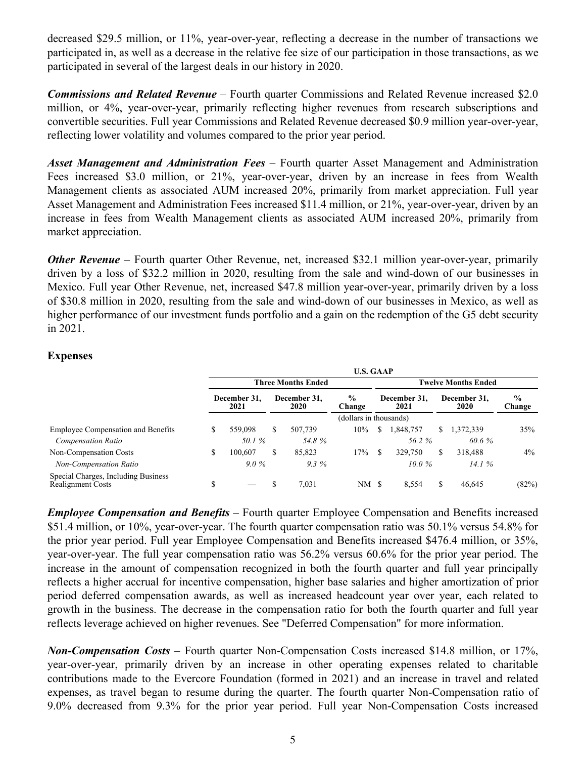decreased $29.5 million, or 11%, year-over-year, reflecting a decrease in the number of transactions we participated in, as well as a decrease in the relative fee size of our participation in those transactions, as we participated in several of the largest deals in our history in 2020.

***Commissions and Related Revenue*** – Fourth quarter Commissions and Related Revenue increased $2.0 million, or 4%, year-over-year, primarily reflecting higher revenues from research subscriptions and convertible securities. Full year Commissions and Related Revenue decreased $0.9 million year-over-year, reflecting lower volatility and volumes compared to the prior year period.

***Asset Management and Administration Fees*** – Fourth quarter Asset Management and Administration Fees increased $3.0 million, or 21%, year-over-year, driven by an increase in fees from Wealth Management clients as associated AUM increased 20%, primarily from market appreciation. Full year Asset Management and Administration Fees increased $11.4 million, or 21%, year-over-year, driven by an increase in fees from Wealth Management clients as associated AUM increased 20%, primarily from market appreciation.

***Other Revenue*** – Fourth quarter Other Revenue, net, increased $32.1 million year-over-year, primarily driven by a loss of $32.2 million in 2020, resulting from the sale and wind-down of our businesses in Mexico. Full year Other Revenue, net, increased $47.8 million year-over-year, primarily driven by a loss of $30.8 million in 2020, resulting from the sale and wind-down of our businesses in Mexico, as well as higher performance of our investment funds portfolio and a gain on the redemption of the G5 debt security in 2021.

## Expenses

| | U.S. GAAP | | | | | |
|---|---|---|---|---|---|---|
| | Three Months Ended | | | Twelve Months Ended | | |
| | December 31, 2021 | December 31, 2020 | % Change | December 31, 2021 | December 31, 2020 | % Change |
| | | | (dollars in thousands) | | | |
| Employee Compensation and Benefits | $ 559,098 | $ 507,739 | 10% | $ 1,848,757 | $ 1,372,339 | 35% |
| *Compensation Ratio* | *50.1 %* | *54.8 %* | | *56.2 %* | *60.6 %* | |
| Non-Compensation Costs | $ 100,607 | $ 85,823 | 17% | $ 329,750 | $ 318,488 | 4% |
| *Non-Compensation Ratio* | *9.0 %* | *9.3 %* | | *10.0 %* | *14.1 %* | |
| Special Charges, Including Business Realignment Costs | $ — | $ 7,031 | NM | $ 8,554 | $ 46,645 | (82%) |

***Employee Compensation and Benefits*** – Fourth quarter Employee Compensation and Benefits increased $51.4 million, or 10%, year-over-year. The fourth quarter compensation ratio was 50.1% versus 54.8% for the prior year period. Full year Employee Compensation and Benefits increased $476.4 million, or 35%, year-over-year. The full year compensation ratio was 56.2% versus 60.6% for the prior year period. The increase in the amount of compensation recognized in both the fourth quarter and full year principally reflects a higher accrual for incentive compensation, higher base salaries and higher amortization of prior period deferred compensation awards, as well as increased headcount year over year, each related to growth in the business. The decrease in the compensation ratio for both the fourth quarter and full year reflects leverage achieved on higher revenues. See "Deferred Compensation" for more information.

***Non-Compensation Costs*** – Fourth quarter Non-Compensation Costs increased $14.8 million, or 17%, year-over-year, primarily driven by an increase in other operating expenses related to charitable contributions made to the Evercore Foundation (formed in 2021) and an increase in travel and related expenses, as travel began to resume during the quarter. The fourth quarter Non-Compensation ratio of 9.0% decreased from 9.3% for the prior year period. Full year Non-Compensation Costs increased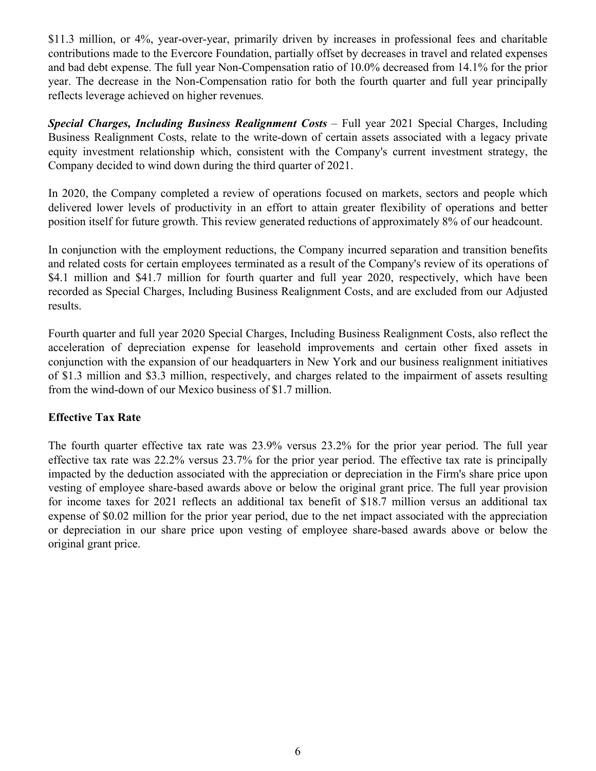$11.3 million, or 4%, year-over-year, primarily driven by increases in professional fees and charitable contributions made to the Evercore Foundation, partially offset by decreases in travel and related expenses and bad debt expense. The full year Non-Compensation ratio of 10.0% decreased from 14.1% for the prior year. The decrease in the Non-Compensation ratio for both the fourth quarter and full year principally reflects leverage achieved on higher revenues.

***Special Charges, Including Business Realignment Costs*** – Full year 2021 Special Charges, Including Business Realignment Costs, relate to the write-down of certain assets associated with a legacy private equity investment relationship which, consistent with the Company's current investment strategy, the Company decided to wind down during the third quarter of 2021.

In 2020, the Company completed a review of operations focused on markets, sectors and people which delivered lower levels of productivity in an effort to attain greater flexibility of operations and better position itself for future growth. This review generated reductions of approximately 8% of our headcount.

In conjunction with the employment reductions, the Company incurred separation and transition benefits and related costs for certain employees terminated as a result of the Company's review of its operations of $4.1 million and $41.7 million for fourth quarter and full year 2020, respectively, which have been recorded as Special Charges, Including Business Realignment Costs, and are excluded from our Adjusted results.

Fourth quarter and full year 2020 Special Charges, Including Business Realignment Costs, also reflect the acceleration of depreciation expense for leasehold improvements and certain other fixed assets in conjunction with the expansion of our headquarters in New York and our business realignment initiatives of $1.3 million and $3.3 million, respectively, and charges related to the impairment of assets resulting from the wind-down of our Mexico business of $1.7 million.

## Effective Tax Rate

The fourth quarter effective tax rate was 23.9% versus 23.2% for the prior year period. The full year effective tax rate was 22.2% versus 23.7% for the prior year period. The effective tax rate is principally impacted by the deduction associated with the appreciation or depreciation in the Firm's share price upon vesting of employee share-based awards above or below the original grant price. The full year provision for income taxes for 2021 reflects an additional tax benefit of $18.7 million versus an additional tax expense of $0.02 million for the prior year period, due to the net impact associated with the appreciation or depreciation in our share price upon vesting of employee share-based awards above or below the original grant price.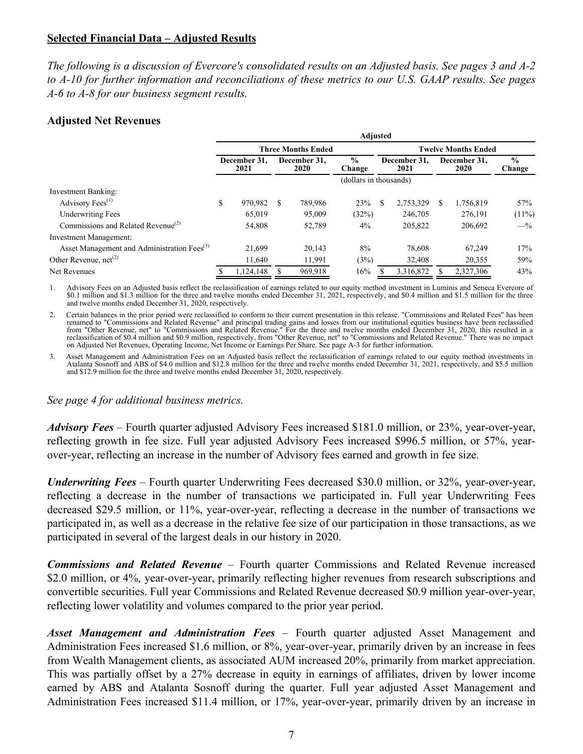**Selected Financial Data – Adjusted Results**

*The following is a discussion of Evercore's consolidated results on an Adjusted basis. See pages 3 and A-2 to A-10 for further information and reconciliations of these metrics to our U.S. GAAP results. See pages A-6 to A-8 for our business segment results.*

### Adjusted Net Revenues

| | Adjusted | | | | | |
|---|---|---|---|---|---|---|
| | Three Months Ended | | | Twelve Months Ended | | |
| | December 31, 2021 | December 31, 2020 | % Change | December 31, 2021 | December 31, 2020 | % Change |
| | (dollars in thousands) | | | | | |
| Investment Banking: | | | | | | |
| Advisory Fees[(1)] | $ 970,982 | $ 789,986 | 23% | $ 2,753,329 | $ 1,756,819 | 57% |
| Underwriting Fees | 65,019 | 95,009 | (32%) | 246,705 | 276,191 | (11%) |
| Commissions and Related Revenue[(2)] | 54,808 | 52,789 | 4% | 205,822 | 206,692 | —% |
| Investment Management: | | | | | | |
| Asset Management and Administration Fees[(3)] | 21,699 | 20,143 | 8% | 78,608 | 67,249 | 17% |
| Other Revenue, net[(2)] | 11,640 | 11,991 | (3%) | 32,408 | 20,355 | 59% |
| Net Revenues | $ 1,124,148 | $ 969,918 | 16% | $ 3,316,872 | $ 2,327,306 | 43% |

1. Advisory Fees on an Adjusted basis reflect the reclassification of earnings related to our equity method investment in Luminis and Seneca Evercore of \$0.1 million and \$1.3 million for the three and twelve months ended December 31, 2021, respectively, and \$0.4 million and \$1.5 million for the three and twelve months ended December 31, 2020, respectively.

2. Certain balances in the prior period were reclassified to conform to their current presentation in this release. "Commissions and Related Fees" has been renamed to "Commissions and Related Revenue" and principal trading gains and losses from our institutional equities business have been reclassified from "Other Revenue, net" to "Commissions and Related Revenue." For the three and twelve months ended December 31, 2020, this resulted in a reclassification of \$0.4 million and \$0.9 million, respectively, from "Other Revenue, net" to "Commissions and Related Revenue." There was no impact on Adjusted Net Revenues, Operating Income, Net Income or Earnings Per Share. See page A-3 for further information.

3. Asset Management and Administration Fees on an Adjusted basis reflect the reclassification of earnings related to our equity method investments in Atalanta Sosnoff and ABS of \$4.0 million and \$12.8 million for the three and twelve months ended December 31, 2021, respectively, and \$5.5 million and \$12.9 million for the three and twelve months ended December 31, 2020, respectively.

*See page 4 for additional business metrics.*

***Advisory Fees*** – Fourth quarter adjusted Advisory Fees increased \$181.0 million, or 23%, year-over-year, reflecting growth in fee size. Full year adjusted Advisory Fees increased \$996.5 million, or 57%, year-over-year, reflecting an increase in the number of Advisory fees earned and growth in fee size.

***Underwriting Fees*** – Fourth quarter Underwriting Fees decreased \$30.0 million, or 32%, year-over-year, reflecting a decrease in the number of transactions we participated in. Full year Underwriting Fees decreased \$29.5 million, or 11%, year-over-year, reflecting a decrease in the number of transactions we participated in, as well as a decrease in the relative fee size of our participation in those transactions, as we participated in several of the largest deals in our history in 2020.

***Commissions and Related Revenue*** – Fourth quarter Commissions and Related Revenue increased \$2.0 million, or 4%, year-over-year, primarily reflecting higher revenues from research subscriptions and convertible securities. Full year Commissions and Related Revenue decreased \$0.9 million year-over-year, reflecting lower volatility and volumes compared to the prior year period.

***Asset Management and Administration Fees*** – Fourth quarter adjusted Asset Management and Administration Fees increased \$1.6 million, or 8%, year-over-year, primarily driven by an increase in fees from Wealth Management clients, as associated AUM increased 20%, primarily from market appreciation. This was partially offset by a 27% decrease in equity in earnings of affiliates, driven by lower income earned by ABS and Atalanta Sosnoff during the quarter. Full year adjusted Asset Management and Administration Fees increased \$11.4 million, or 17%, year-over-year, primarily driven by an increase in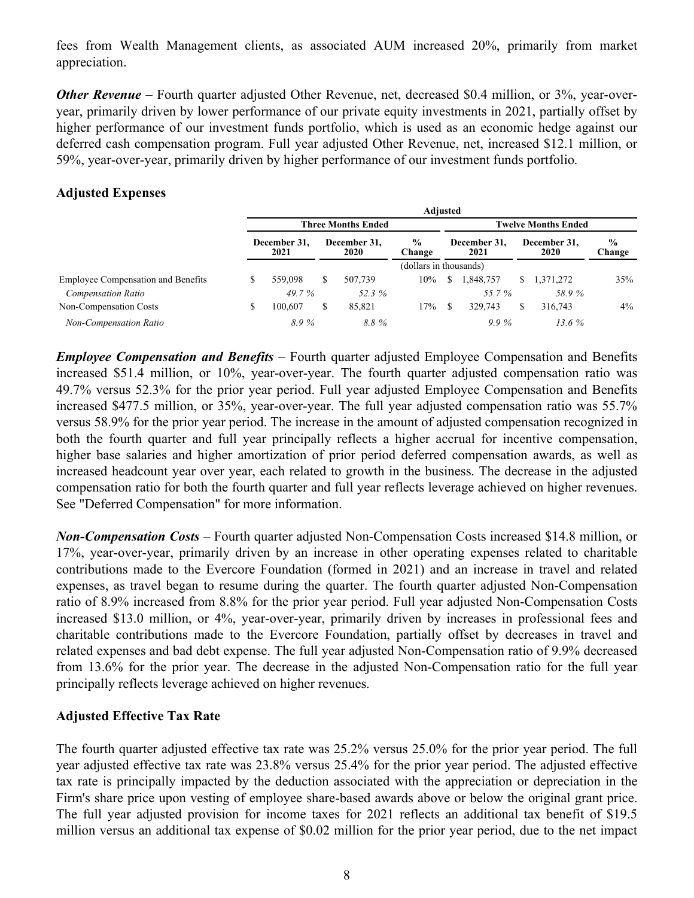fees from Wealth Management clients, as associated AUM increased 20%, primarily from market appreciation.

***Other Revenue*** – Fourth quarter adjusted Other Revenue, net, decreased $0.4 million, or 3%, year-over-year, primarily driven by lower performance of our private equity investments in 2021, partially offset by higher performance of our investment funds portfolio, which is used as an economic hedge against our deferred cash compensation program. Full year adjusted Other Revenue, net, increased $12.1 million, or 59%, year-over-year, primarily driven by higher performance of our investment funds portfolio.

## Adjusted Expenses

| | Adjusted | | | | | |
|---|---|---|---|---|---|---|
| | Three Months Ended | | | Twelve Months Ended | | |
| | December 31, 2021 | December 31, 2020 | % Change | December 31, 2021 | December 31, 2020 | % Change |
| | (dollars in thousands) | | | | | |
| Employee Compensation and Benefits | $ 559,098 | $ 507,739 | 10% | $ 1,848,757 | $ 1,371,272 | 35% |
| *Compensation Ratio* | *49.7 %* | *52.3 %* | | *55.7 %* | *58.9 %* | |
| Non-Compensation Costs | $ 100,607 | $ 85,821 | 17% | $ 329,743 | $ 316,743 | 4% |
| *Non-Compensation Ratio* | *8.9 %* | *8.8 %* | | *9.9 %* | *13.6 %* | |

***Employee Compensation and Benefits*** – Fourth quarter adjusted Employee Compensation and Benefits increased $51.4 million, or 10%, year-over-year. The fourth quarter adjusted compensation ratio was 49.7% versus 52.3% for the prior year period. Full year adjusted Employee Compensation and Benefits increased $477.5 million, or 35%, year-over-year. The full year adjusted compensation ratio was 55.7% versus 58.9% for the prior year period. The increase in the amount of adjusted compensation recognized in both the fourth quarter and full year principally reflects a higher accrual for incentive compensation, higher base salaries and higher amortization of prior period deferred compensation awards, as well as increased headcount year over year, each related to growth in the business. The decrease in the adjusted compensation ratio for both the fourth quarter and full year reflects leverage achieved on higher revenues. See "Deferred Compensation" for more information.

***Non-Compensation Costs*** – Fourth quarter adjusted Non-Compensation Costs increased $14.8 million, or 17%, year-over-year, primarily driven by an increase in other operating expenses related to charitable contributions made to the Evercore Foundation (formed in 2021) and an increase in travel and related expenses, as travel began to resume during the quarter. The fourth quarter adjusted Non-Compensation ratio of 8.9% increased from 8.8% for the prior year period. Full year adjusted Non-Compensation Costs increased $13.0 million, or 4%, year-over-year, primarily driven by increases in professional fees and charitable contributions made to the Evercore Foundation, partially offset by decreases in travel and related expenses and bad debt expense. The full year adjusted Non-Compensation ratio of 9.9% decreased from 13.6% for the prior year. The decrease in the adjusted Non-Compensation ratio for the full year principally reflects leverage achieved on higher revenues.

## Adjusted Effective Tax Rate

The fourth quarter adjusted effective tax rate was 25.2% versus 25.0% for the prior year period. The full year adjusted effective tax rate was 23.8% versus 25.4% for the prior year period. The adjusted effective tax rate is principally impacted by the deduction associated with the appreciation or depreciation in the Firm's share price upon vesting of employee share-based awards above or below the original grant price. The full year adjusted provision for income taxes for 2021 reflects an additional tax benefit of $19.5 million versus an additional tax expense of $0.02 million for the prior year period, due to the net impact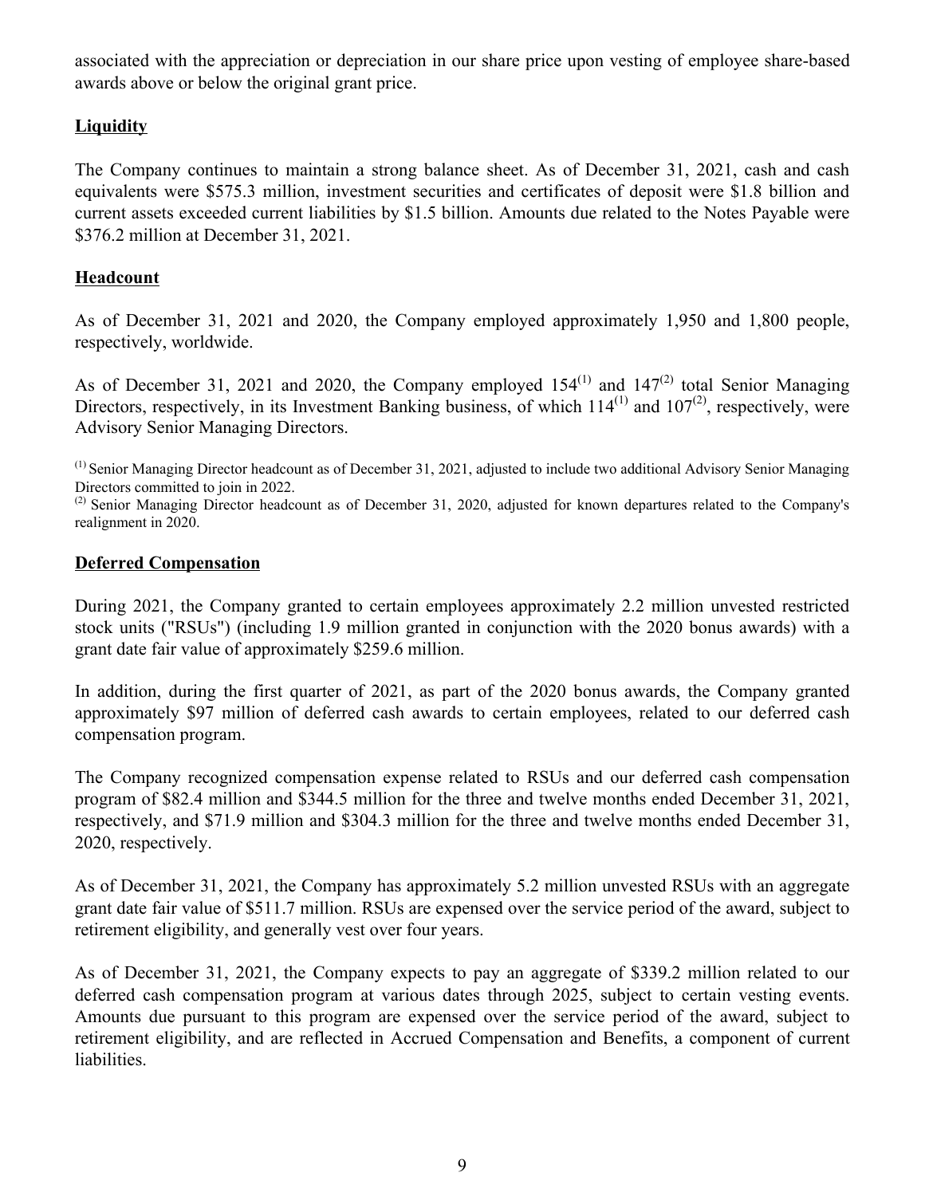associated with the appreciation or depreciation in our share price upon vesting of employee share-based awards above or below the original grant price.

## Liquidity

The Company continues to maintain a strong balance sheet. As of December 31, 2021, cash and cash equivalents were $575.3 million, investment securities and certificates of deposit were $1.8 billion and current assets exceeded current liabilities by $1.5 billion. Amounts due related to the Notes Payable were $376.2 million at December 31, 2021.

## Headcount

As of December 31, 2021 and 2020, the Company employed approximately 1,950 and 1,800 people, respectively, worldwide.

As of December 31, 2021 and 2020, the Company employed 154[(1)] and 147[(2)] total Senior Managing Directors, respectively, in its Investment Banking business, of which 114[(1)] and 107[(2)], respectively, were Advisory Senior Managing Directors.

[(1)] Senior Managing Director headcount as of December 31, 2021, adjusted to include two additional Advisory Senior Managing Directors committed to join in 2022.
[(2)] Senior Managing Director headcount as of December 31, 2020, adjusted for known departures related to the Company's realignment in 2020.

## Deferred Compensation

During 2021, the Company granted to certain employees approximately 2.2 million unvested restricted stock units ("RSUs") (including 1.9 million granted in conjunction with the 2020 bonus awards) with a grant date fair value of approximately $259.6 million.

In addition, during the first quarter of 2021, as part of the 2020 bonus awards, the Company granted approximately $97 million of deferred cash awards to certain employees, related to our deferred cash compensation program.

The Company recognized compensation expense related to RSUs and our deferred cash compensation program of $82.4 million and $344.5 million for the three and twelve months ended December 31, 2021, respectively, and $71.9 million and $304.3 million for the three and twelve months ended December 31, 2020, respectively.

As of December 31, 2021, the Company has approximately 5.2 million unvested RSUs with an aggregate grant date fair value of $511.7 million. RSUs are expensed over the service period of the award, subject to retirement eligibility, and generally vest over four years.

As of December 31, 2021, the Company expects to pay an aggregate of $339.2 million related to our deferred cash compensation program at various dates through 2025, subject to certain vesting events. Amounts due pursuant to this program are expensed over the service period of the award, subject to retirement eligibility, and are reflected in Accrued Compensation and Benefits, a component of current liabilities.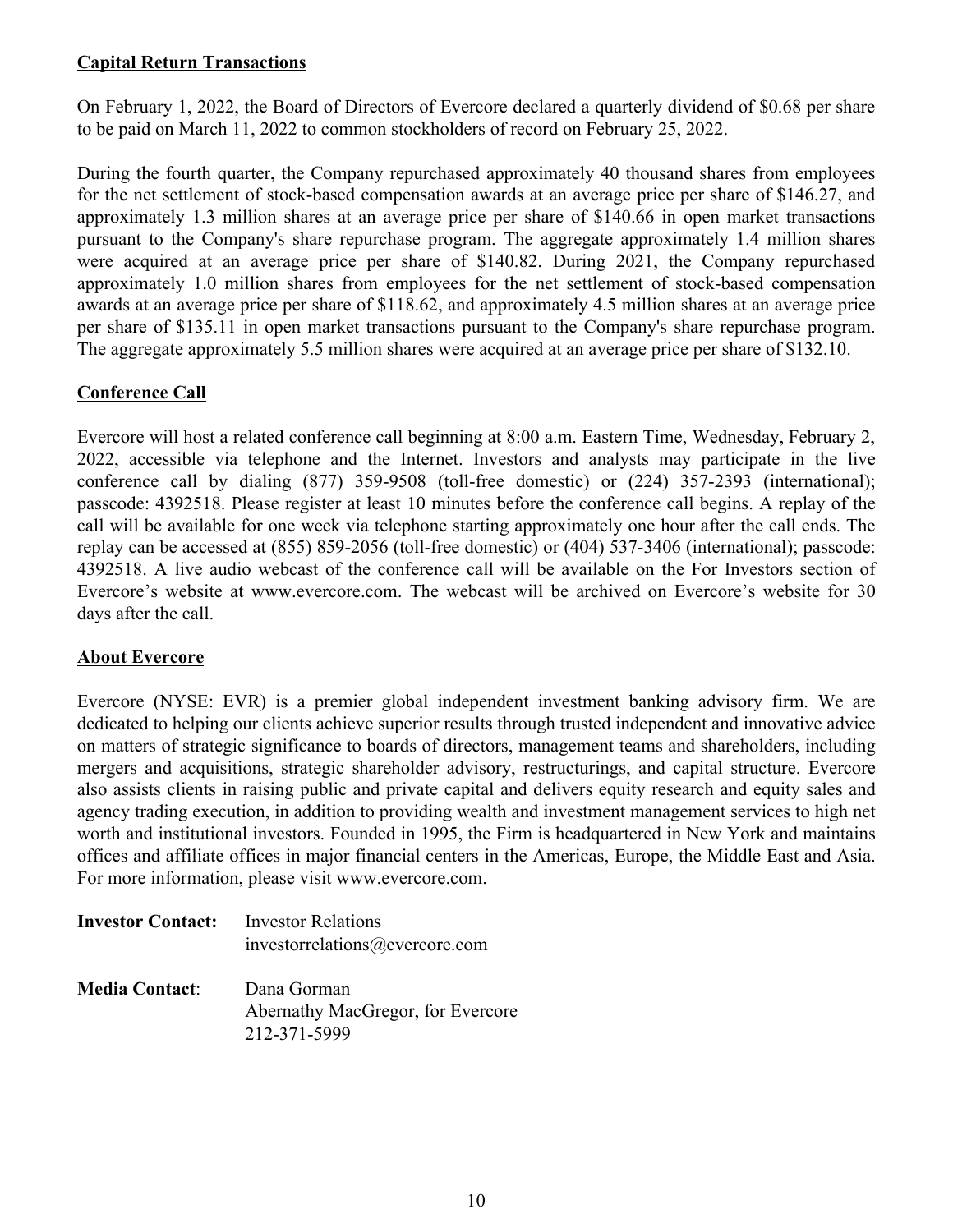## Capital Return Transactions

On February 1, 2022, the Board of Directors of Evercore declared a quarterly dividend of $0.68 per share to be paid on March 11, 2022 to common stockholders of record on February 25, 2022.

During the fourth quarter, the Company repurchased approximately 40 thousand shares from employees for the net settlement of stock-based compensation awards at an average price per share of $146.27, and approximately 1.3 million shares at an average price per share of $140.66 in open market transactions pursuant to the Company's share repurchase program. The aggregate approximately 1.4 million shares were acquired at an average price per share of $140.82. During 2021, the Company repurchased approximately 1.0 million shares from employees for the net settlement of stock-based compensation awards at an average price per share of $118.62, and approximately 4.5 million shares at an average price per share of $135.11 in open market transactions pursuant to the Company's share repurchase program. The aggregate approximately 5.5 million shares were acquired at an average price per share of $132.10.

## Conference Call

Evercore will host a related conference call beginning at 8:00 a.m. Eastern Time, Wednesday, February 2, 2022, accessible via telephone and the Internet. Investors and analysts may participate in the live conference call by dialing (877) 359-9508 (toll-free domestic) or (224) 357-2393 (international); passcode: 4392518. Please register at least 10 minutes before the conference call begins. A replay of the call will be available for one week via telephone starting approximately one hour after the call ends. The replay can be accessed at (855) 859-2056 (toll-free domestic) or (404) 537-3406 (international); passcode: 4392518. A live audio webcast of the conference call will be available on the For Investors section of Evercore's website at www.evercore.com. The webcast will be archived on Evercore's website for 30 days after the call.

## About Evercore

Evercore (NYSE: EVR) is a premier global independent investment banking advisory firm. We are dedicated to helping our clients achieve superior results through trusted independent and innovative advice on matters of strategic significance to boards of directors, management teams and shareholders, including mergers and acquisitions, strategic shareholder advisory, restructurings, and capital structure. Evercore also assists clients in raising public and private capital and delivers equity research and equity sales and agency trading execution, in addition to providing wealth and investment management services to high net worth and institutional investors. Founded in 1995, the Firm is headquartered in New York and maintains offices and affiliate offices in major financial centers in the Americas, Europe, the Middle East and Asia. For more information, please visit www.evercore.com.

**Investor Contact:** Investor Relations
investorrelations@evercore.com

**Media Contact**: Dana Gorman
Abernathy MacGregor, for Evercore
212-371-5999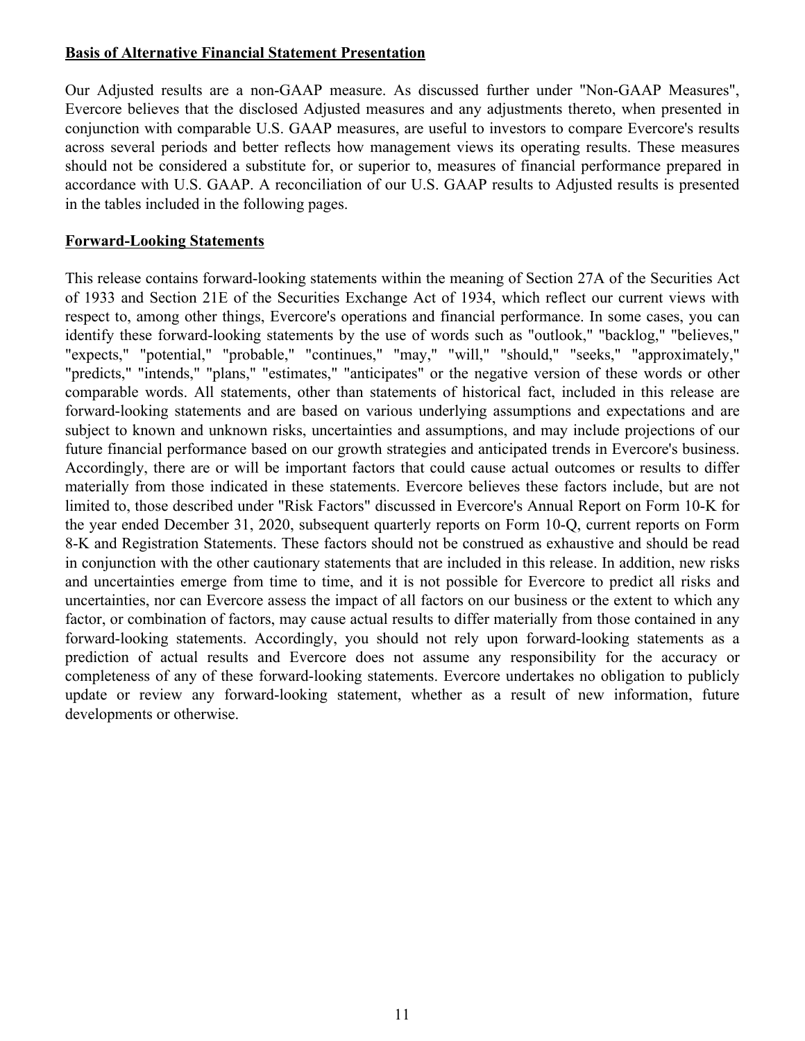**Basis of Alternative Financial Statement Presentation**

Our Adjusted results are a non-GAAP measure. As discussed further under "Non-GAAP Measures", Evercore believes that the disclosed Adjusted measures and any adjustments thereto, when presented in conjunction with comparable U.S. GAAP measures, are useful to investors to compare Evercore's results across several periods and better reflects how management views its operating results. These measures should not be considered a substitute for, or superior to, measures of financial performance prepared in accordance with U.S. GAAP. A reconciliation of our U.S. GAAP results to Adjusted results is presented in the tables included in the following pages.

**Forward-Looking Statements**

This release contains forward-looking statements within the meaning of Section 27A of the Securities Act of 1933 and Section 21E of the Securities Exchange Act of 1934, which reflect our current views with respect to, among other things, Evercore's operations and financial performance. In some cases, you can identify these forward-looking statements by the use of words such as "outlook," "backlog," "believes," "expects," "potential," "probable," "continues," "may," "will," "should," "seeks," "approximately," "predicts," "intends," "plans," "estimates," "anticipates" or the negative version of these words or other comparable words. All statements, other than statements of historical fact, included in this release are forward-looking statements and are based on various underlying assumptions and expectations and are subject to known and unknown risks, uncertainties and assumptions, and may include projections of our future financial performance based on our growth strategies and anticipated trends in Evercore's business. Accordingly, there are or will be important factors that could cause actual outcomes or results to differ materially from those indicated in these statements. Evercore believes these factors include, but are not limited to, those described under "Risk Factors" discussed in Evercore's Annual Report on Form 10-K for the year ended December 31, 2020, subsequent quarterly reports on Form 10-Q, current reports on Form 8-K and Registration Statements. These factors should not be construed as exhaustive and should be read in conjunction with the other cautionary statements that are included in this release. In addition, new risks and uncertainties emerge from time to time, and it is not possible for Evercore to predict all risks and uncertainties, nor can Evercore assess the impact of all factors on our business or the extent to which any factor, or combination of factors, may cause actual results to differ materially from those contained in any forward-looking statements. Accordingly, you should not rely upon forward-looking statements as a prediction of actual results and Evercore does not assume any responsibility for the accuracy or completeness of any of these forward-looking statements. Evercore undertakes no obligation to publicly update or review any forward-looking statement, whether as a result of new information, future developments or otherwise.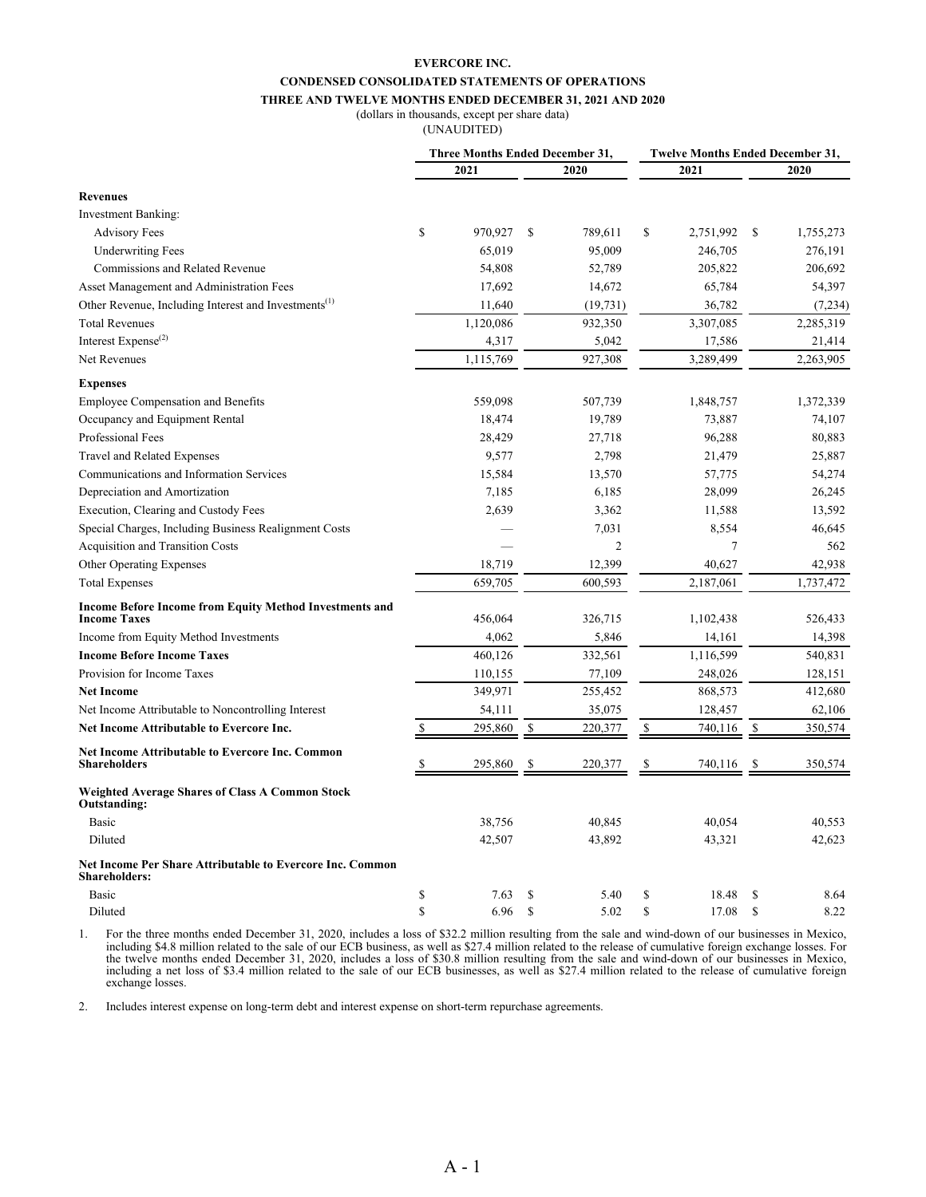**EVERCORE INC.**

**CONDENSED CONSOLIDATED STATEMENTS OF OPERATIONS**

**THREE AND TWELVE MONTHS ENDED DECEMBER 31, 2021 AND 2020**

(dollars in thousands, except per share data)

(UNAUDITED)

| | Three Months Ended December 31, | | Twelve Months Ended December 31, | |
|---|---|---|---|---|
| | 2021 | 2020 | 2021 | 2020 |
| **Revenues** | | | | |
| Investment Banking: | | | | |
| Advisory Fees | $ 970,927 | $ 789,611 | $ 2,751,992 | $ 1,755,273 |
| Underwriting Fees | 65,019 | 95,009 | 246,705 | 276,191 |
| Commissions and Related Revenue | 54,808 | 52,789 | 205,822 | 206,692 |
| Asset Management and Administration Fees | 17,692 | 14,672 | 65,784 | 54,397 |
| Other Revenue, Including Interest and Investments[1] | 11,640 | (19,731) | 36,782 | (7,234) |
| Total Revenues | 1,120,086 | 932,350 | 3,307,085 | 2,285,319 |
| Interest Expense[2] | 4,317 | 5,042 | 17,586 | 21,414 |
| Net Revenues | 1,115,769 | 927,308 | 3,289,499 | 2,263,905 |
| **Expenses** | | | | |
| Employee Compensation and Benefits | 559,098 | 507,739 | 1,848,757 | 1,372,339 |
| Occupancy and Equipment Rental | 18,474 | 19,789 | 73,887 | 74,107 |
| Professional Fees | 28,429 | 27,718 | 96,288 | 80,883 |
| Travel and Related Expenses | 9,577 | 2,798 | 21,479 | 25,887 |
| Communications and Information Services | 15,584 | 13,570 | 57,775 | 54,274 |
| Depreciation and Amortization | 7,185 | 6,185 | 28,099 | 26,245 |
| Execution, Clearing and Custody Fees | 2,639 | 3,362 | 11,588 | 13,592 |
| Special Charges, Including Business Realignment Costs | — | 7,031 | 8,554 | 46,645 |
| Acquisition and Transition Costs | — | 2 | 7 | 562 |
| Other Operating Expenses | 18,719 | 12,399 | 40,627 | 42,938 |
| Total Expenses | 659,705 | 600,593 | 2,187,061 | 1,737,472 |
| **Income Before Income from Equity Method Investments and Income Taxes** | 456,064 | 326,715 | 1,102,438 | 526,433 |
| Income from Equity Method Investments | 4,062 | 5,846 | 14,161 | 14,398 |
| **Income Before Income Taxes** | 460,126 | 332,561 | 1,116,599 | 540,831 |
| Provision for Income Taxes | 110,155 | 77,109 | 248,026 | 128,151 |
| **Net Income** | 349,971 | 255,452 | 868,573 | 412,680 |
| Net Income Attributable to Noncontrolling Interest | 54,111 | 35,075 | 128,457 | 62,106 |
| **Net Income Attributable to Evercore Inc.** | $ 295,860 | $ 220,377 | $ 740,116 | $ 350,574 |
| **Net Income Attributable to Evercore Inc. Common Shareholders** | $ 295,860 | $ 220,377 | $ 740,116 | $ 350,574 |
| **Weighted Average Shares of Class A Common Stock Outstanding:** | | | | |
| Basic | 38,756 | 40,845 | 40,054 | 40,553 |
| Diluted | 42,507 | 43,892 | 43,321 | 42,623 |
| **Net Income Per Share Attributable to Evercore Inc. Common Shareholders:** | | | | |
| Basic | $ 7.63 | $ 5.40 | $ 18.48 | $ 8.64 |
| Diluted | $ 6.96 | $ 5.02 | $ 17.08 | $ 8.22 |

1. For the three months ended December 31, 2020, includes a loss of $32.2 million resulting from the sale and wind-down of our businesses in Mexico, including $4.8 million related to the sale of our ECB business, as well as $27.4 million related to the release of cumulative foreign exchange losses. For the twelve months ended December 31, 2020, includes a loss of $30.8 million resulting from the sale and wind-down of our businesses in Mexico, including a net loss of $3.4 million related to the sale of our ECB businesses, as well as $27.4 million related to the release of cumulative foreign exchange losses.

2. Includes interest expense on long-term debt and interest expense on short-term repurchase agreements.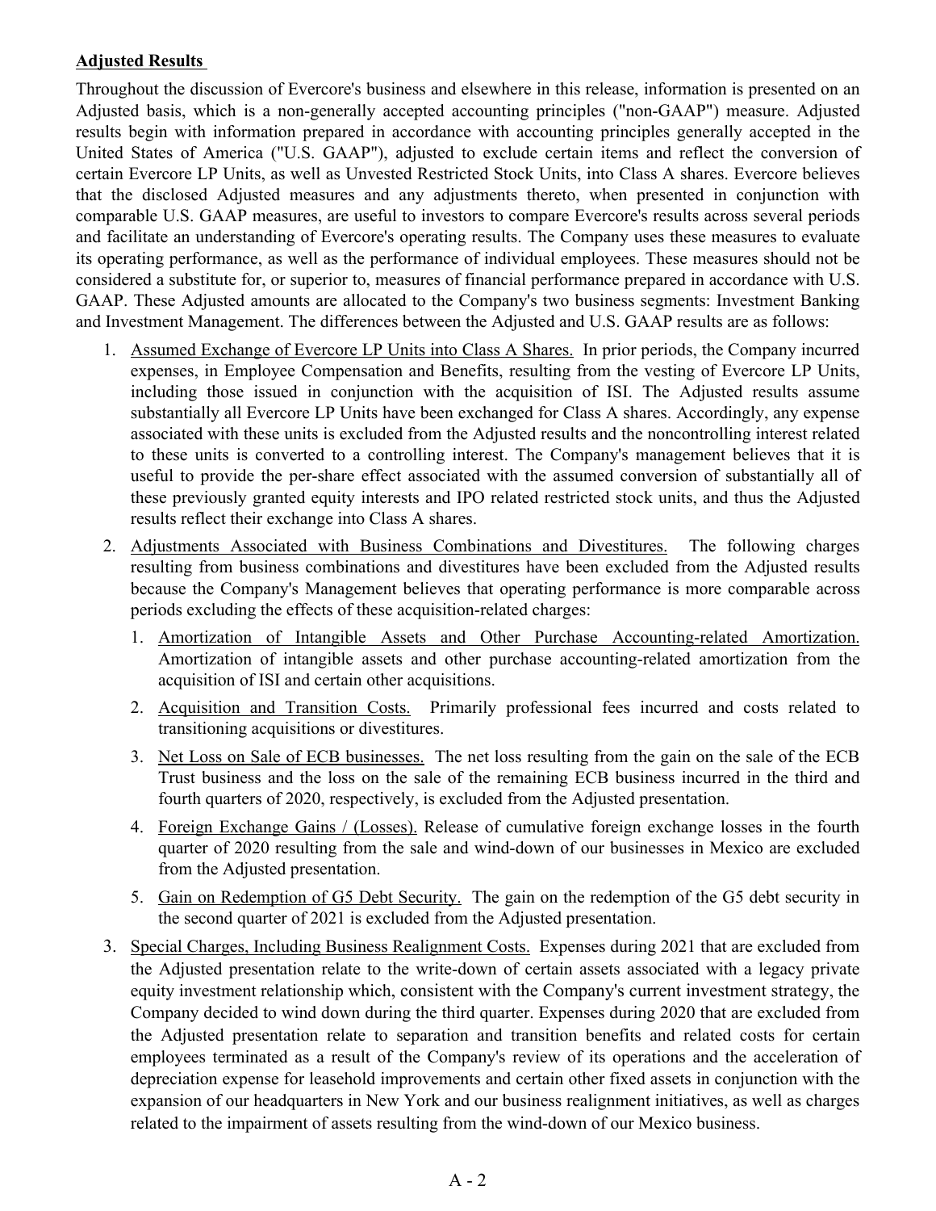**Adjusted Results**

Throughout the discussion of Evercore's business and elsewhere in this release, information is presented on an Adjusted basis, which is a non-generally accepted accounting principles ("non-GAAP") measure. Adjusted results begin with information prepared in accordance with accounting principles generally accepted in the United States of America ("U.S. GAAP"), adjusted to exclude certain items and reflect the conversion of certain Evercore LP Units, as well as Unvested Restricted Stock Units, into Class A shares. Evercore believes that the disclosed Adjusted measures and any adjustments thereto, when presented in conjunction with comparable U.S. GAAP measures, are useful to investors to compare Evercore's results across several periods and facilitate an understanding of Evercore's operating results. The Company uses these measures to evaluate its operating performance, as well as the performance of individual employees. These measures should not be considered a substitute for, or superior to, measures of financial performance prepared in accordance with U.S. GAAP. These Adjusted amounts are allocated to the Company's two business segments: Investment Banking and Investment Management. The differences between the Adjusted and U.S. GAAP results are as follows:

1. Assumed Exchange of Evercore LP Units into Class A Shares. In prior periods, the Company incurred expenses, in Employee Compensation and Benefits, resulting from the vesting of Evercore LP Units, including those issued in conjunction with the acquisition of ISI. The Adjusted results assume substantially all Evercore LP Units have been exchanged for Class A shares. Accordingly, any expense associated with these units is excluded from the Adjusted results and the noncontrolling interest related to these units is converted to a controlling interest. The Company's management believes that it is useful to provide the per-share effect associated with the assumed conversion of substantially all of these previously granted equity interests and IPO related restricted stock units, and thus the Adjusted results reflect their exchange into Class A shares.
2. Adjustments Associated with Business Combinations and Divestitures. The following charges resulting from business combinations and divestitures have been excluded from the Adjusted results because the Company's Management believes that operating performance is more comparable across periods excluding the effects of these acquisition-related charges:
    1. Amortization of Intangible Assets and Other Purchase Accounting-related Amortization. Amortization of intangible assets and other purchase accounting-related amortization from the acquisition of ISI and certain other acquisitions.
    2. Acquisition and Transition Costs. Primarily professional fees incurred and costs related to transitioning acquisitions or divestitures.
    3. Net Loss on Sale of ECB businesses. The net loss resulting from the gain on the sale of the ECB Trust business and the loss on the sale of the remaining ECB business incurred in the third and fourth quarters of 2020, respectively, is excluded from the Adjusted presentation.
    4. Foreign Exchange Gains / (Losses). Release of cumulative foreign exchange losses in the fourth quarter of 2020 resulting from the sale and wind-down of our businesses in Mexico are excluded from the Adjusted presentation.
    5. Gain on Redemption of G5 Debt Security. The gain on the redemption of the G5 debt security in the second quarter of 2021 is excluded from the Adjusted presentation.
3. Special Charges, Including Business Realignment Costs. Expenses during 2021 that are excluded from the Adjusted presentation relate to the write-down of certain assets associated with a legacy private equity investment relationship which, consistent with the Company's current investment strategy, the Company decided to wind down during the third quarter. Expenses during 2020 that are excluded from the Adjusted presentation relate to separation and transition benefits and related costs for certain employees terminated as a result of the Company's review of its operations and the acceleration of depreciation expense for leasehold improvements and certain other fixed assets in conjunction with the expansion of our headquarters in New York and our business realignment initiatives, as well as charges related to the impairment of assets resulting from the wind-down of our Mexico business.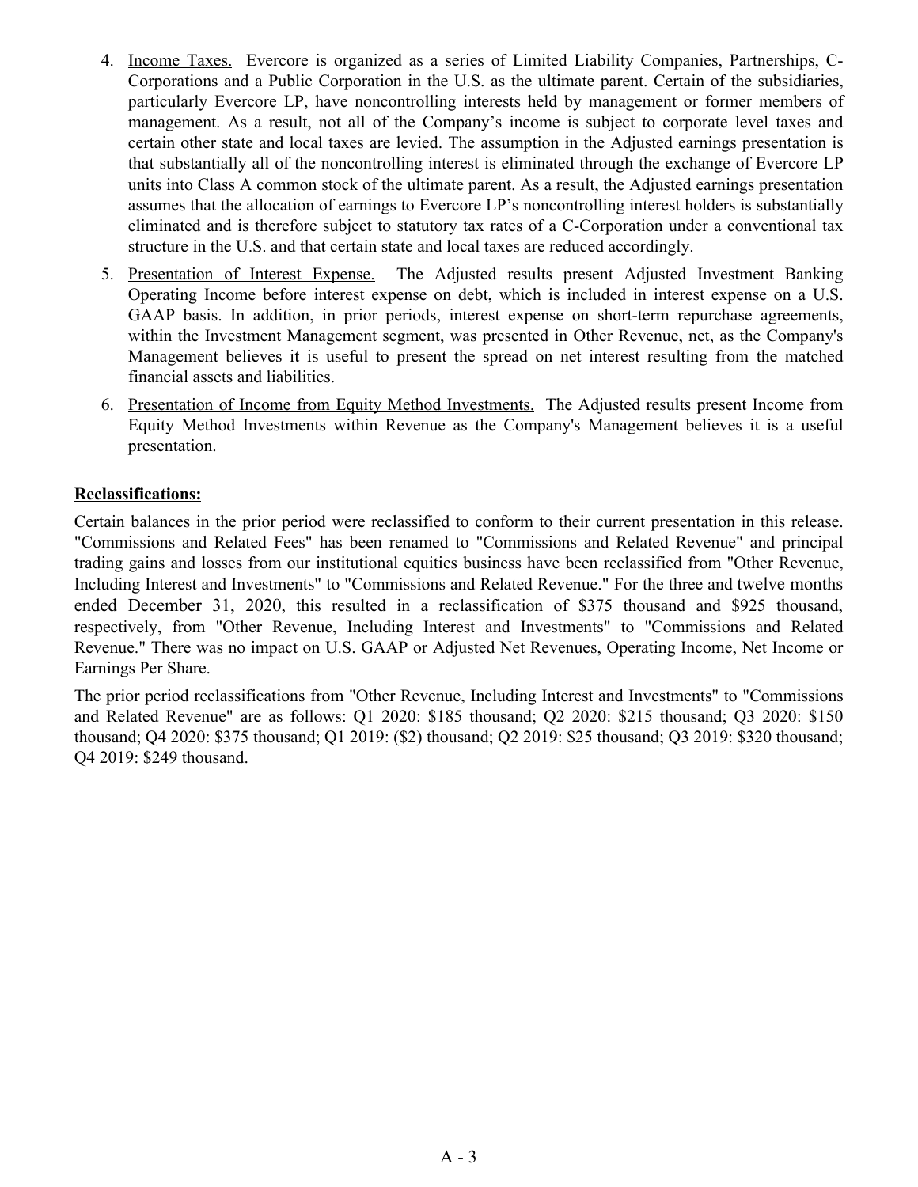4. <u>Income Taxes.</u> Evercore is organized as a series of Limited Liability Companies, Partnerships, C-Corporations and a Public Corporation in the U.S. as the ultimate parent. Certain of the subsidiaries, particularly Evercore LP, have noncontrolling interests held by management or former members of management. As a result, not all of the Company's income is subject to corporate level taxes and certain other state and local taxes are levied. The assumption in the Adjusted earnings presentation is that substantially all of the noncontrolling interest is eliminated through the exchange of Evercore LP units into Class A common stock of the ultimate parent. As a result, the Adjusted earnings presentation assumes that the allocation of earnings to Evercore LP's noncontrolling interest holders is substantially eliminated and is therefore subject to statutory tax rates of a C-Corporation under a conventional tax structure in the U.S. and that certain state and local taxes are reduced accordingly.
5. <u>Presentation of Interest Expense.</u> The Adjusted results present Adjusted Investment Banking Operating Income before interest expense on debt, which is included in interest expense on a U.S. GAAP basis. In addition, in prior periods, interest expense on short-term repurchase agreements, within the Investment Management segment, was presented in Other Revenue, net, as the Company's Management believes it is useful to present the spread on net interest resulting from the matched financial assets and liabilities.
6. <u>Presentation of Income from Equity Method Investments.</u> The Adjusted results present Income from Equity Method Investments within Revenue as the Company's Management believes it is a useful presentation.

**<u>Reclassifications:</u>**

Certain balances in the prior period were reclassified to conform to their current presentation in this release. "Commissions and Related Fees" has been renamed to "Commissions and Related Revenue" and principal trading gains and losses from our institutional equities business have been reclassified from "Other Revenue, Including Interest and Investments" to "Commissions and Related Revenue." For the three and twelve months ended December 31, 2020, this resulted in a reclassification of $375 thousand and $925 thousand, respectively, from "Other Revenue, Including Interest and Investments" to "Commissions and Related Revenue." There was no impact on U.S. GAAP or Adjusted Net Revenues, Operating Income, Net Income or Earnings Per Share.

The prior period reclassifications from "Other Revenue, Including Interest and Investments" to "Commissions and Related Revenue" are as follows: Q1 2020: $185 thousand; Q2 2020: $215 thousand; Q3 2020: $150 thousand; Q4 2020: $375 thousand; Q1 2019: ($2) thousand; Q2 2019: $25 thousand; Q3 2019: $320 thousand; Q4 2019: $249 thousand.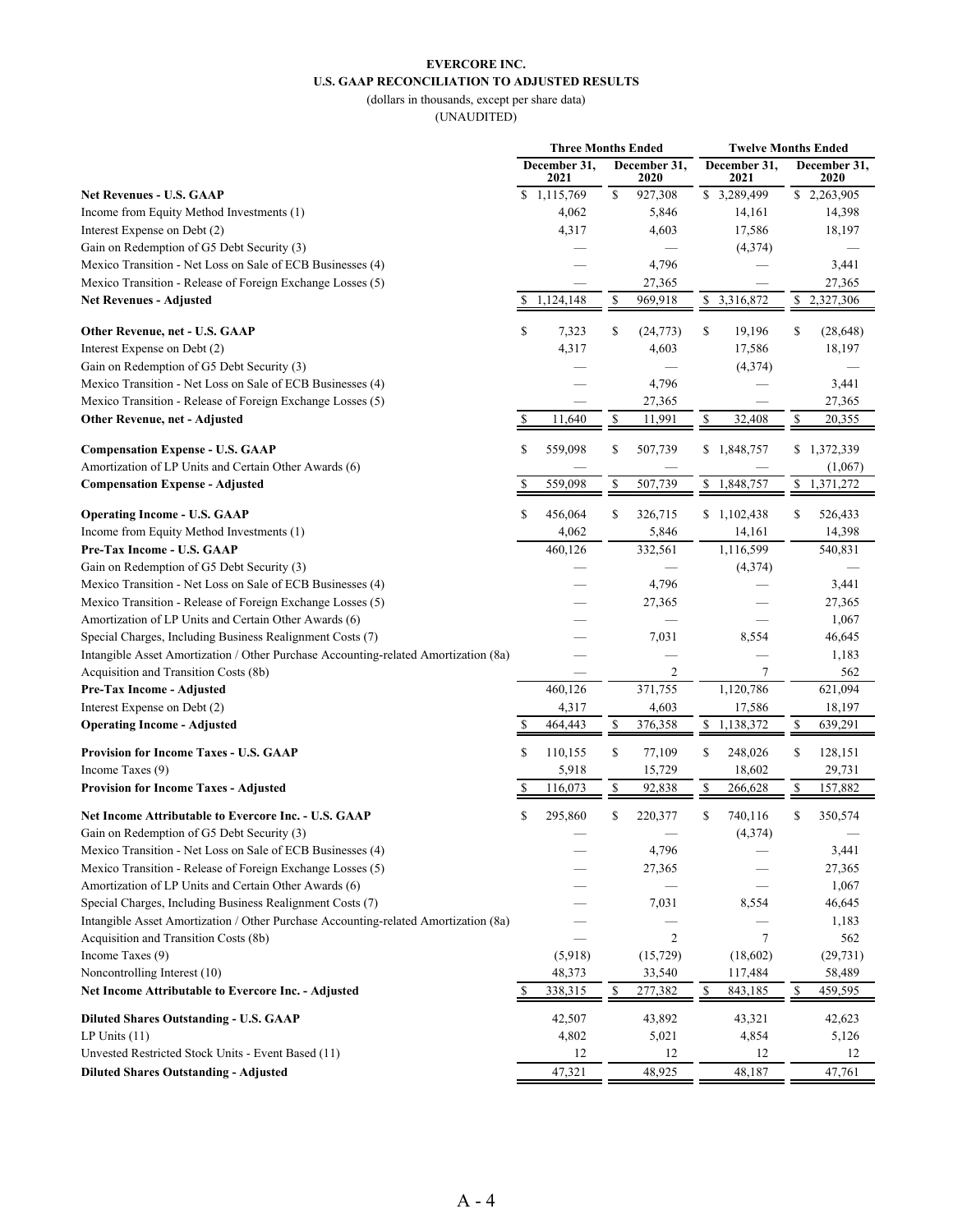**EVERCORE INC.**
**U.S. GAAP RECONCILIATION TO ADJUSTED RESULTS**
(dollars in thousands, except per share data)
(UNAUDITED)

| | Three Months Ended | | Twelve Months Ended | |
|---|---|---|---|---|
| | December 31, 2021 | December 31, 2020 | December 31, 2021 | December 31, 2020 |
| **Net Revenues - U.S. GAAP** | $ 1,115,769 | $ 927,308 | $ 3,289,499 | $ 2,263,905 |
| Income from Equity Method Investments (1) | 4,062 | 5,846 | 14,161 | 14,398 |
| Interest Expense on Debt (2) | 4,317 | 4,603 | 17,586 | 18,197 |
| Gain on Redemption of G5 Debt Security (3) | — | — | (4,374) | — |
| Mexico Transition - Net Loss on Sale of ECB Businesses (4) | — | 4,796 | — | 3,441 |
| Mexico Transition - Release of Foreign Exchange Losses (5) | — | 27,365 | — | 27,365 |
| **Net Revenues - Adjusted** | $ 1,124,148 | $ 969,918 | $ 3,316,872 | $ 2,327,306 |
| | | | | |
| **Other Revenue, net - U.S. GAAP** | $ 7,323 | $ (24,773) | $ 19,196 | $ (28,648) |
| Interest Expense on Debt (2) | 4,317 | 4,603 | 17,586 | 18,197 |
| Gain on Redemption of G5 Debt Security (3) | — | — | (4,374) | — |
| Mexico Transition - Net Loss on Sale of ECB Businesses (4) | — | 4,796 | — | 3,441 |
| Mexico Transition - Release of Foreign Exchange Losses (5) | — | 27,365 | — | 27,365 |
| **Other Revenue, net - Adjusted** | $ 11,640 | $ 11,991 | $ 32,408 | $ 20,355 |
| | | | | |
| **Compensation Expense - U.S. GAAP** | $ 559,098 | $ 507,739 | $ 1,848,757 | $ 1,372,339 |
| Amortization of LP Units and Certain Other Awards (6) | — | — | — | (1,067) |
| **Compensation Expense - Adjusted** | $ 559,098 | $ 507,739 | $ 1,848,757 | $ 1,371,272 |
| | | | | |
| **Operating Income - U.S. GAAP** | $ 456,064 | $ 326,715 | $ 1,102,438 | $ 526,433 |
| Income from Equity Method Investments (1) | 4,062 | 5,846 | 14,161 | 14,398 |
| **Pre-Tax Income - U.S. GAAP** | 460,126 | 332,561 | 1,116,599 | 540,831 |
| Gain on Redemption of G5 Debt Security (3) | — | — | (4,374) | — |
| Mexico Transition - Net Loss on Sale of ECB Businesses (4) | — | 4,796 | — | 3,441 |
| Mexico Transition - Release of Foreign Exchange Losses (5) | — | 27,365 | — | 27,365 |
| Amortization of LP Units and Certain Other Awards (6) | — | — | — | 1,067 |
| Special Charges, Including Business Realignment Costs (7) | — | 7,031 | 8,554 | 46,645 |
| Intangible Asset Amortization / Other Purchase Accounting-related Amortization (8a) | — | — | — | 1,183 |
| Acquisition and Transition Costs (8b) | — | 2 | 7 | 562 |
| **Pre-Tax Income - Adjusted** | 460,126 | 371,755 | 1,120,786 | 621,094 |
| Interest Expense on Debt (2) | 4,317 | 4,603 | 17,586 | 18,197 |
| **Operating Income - Adjusted** | $ 464,443 | $ 376,358 | $ 1,138,372 | $ 639,291 |
| | | | | |
| **Provision for Income Taxes - U.S. GAAP** | $ 110,155 | $ 77,109 | $ 248,026 | $ 128,151 |
| Income Taxes (9) | 5,918 | 15,729 | 18,602 | 29,731 |
| **Provision for Income Taxes - Adjusted** | $ 116,073 | $ 92,838 | $ 266,628 | $ 157,882 |
| | | | | |
| **Net Income Attributable to Evercore Inc. - U.S. GAAP** | $ 295,860 | $ 220,377 | $ 740,116 | $ 350,574 |
| Gain on Redemption of G5 Debt Security (3) | — | — | (4,374) | — |
| Mexico Transition - Net Loss on Sale of ECB Businesses (4) | — | 4,796 | — | 3,441 |
| Mexico Transition - Release of Foreign Exchange Losses (5) | — | 27,365 | — | 27,365 |
| Amortization of LP Units and Certain Other Awards (6) | — | — | — | 1,067 |
| Special Charges, Including Business Realignment Costs (7) | — | 7,031 | 8,554 | 46,645 |
| Intangible Asset Amortization / Other Purchase Accounting-related Amortization (8a) | — | — | — | 1,183 |
| Acquisition and Transition Costs (8b) | — | 2 | 7 | 562 |
| Income Taxes (9) | (5,918) | (15,729) | (18,602) | (29,731) |
| Noncontrolling Interest (10) | 48,373 | 33,540 | 117,484 | 58,489 |
| **Net Income Attributable to Evercore Inc. - Adjusted** | $ 338,315 | $ 277,382 | $ 843,185 | $ 459,595 |
| | | | | |
| **Diluted Shares Outstanding - U.S. GAAP** | 42,507 | 43,892 | 43,321 | 42,623 |
| LP Units (11) | 4,802 | 5,021 | 4,854 | 5,126 |
| Unvested Restricted Stock Units - Event Based (11) | 12 | 12 | 12 | 12 |
| **Diluted Shares Outstanding - Adjusted** | 47,321 | 48,925 | 48,187 | 47,761 |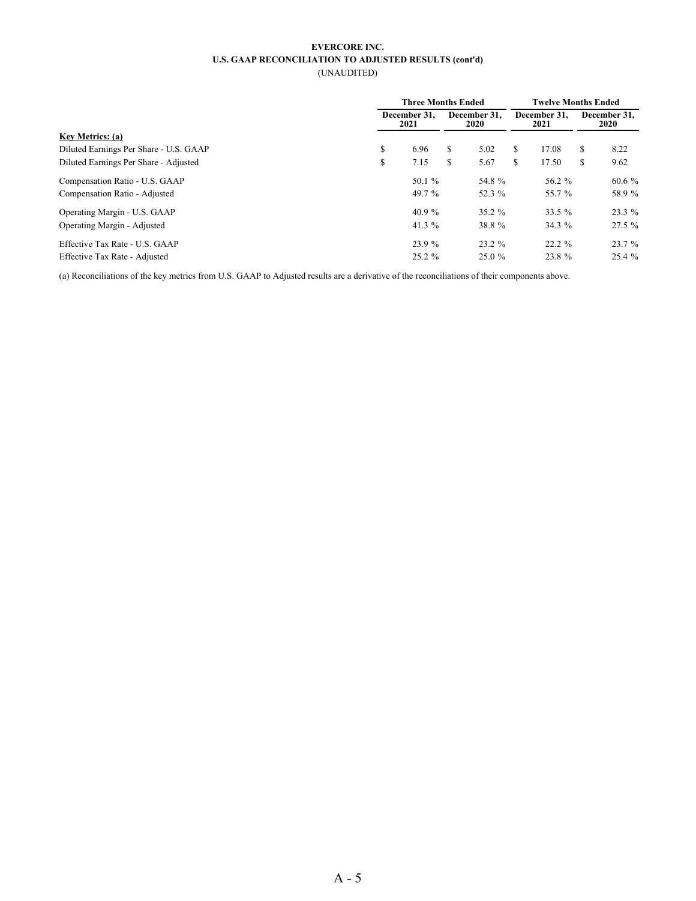**EVERCORE INC.**
**U.S. GAAP RECONCILIATION TO ADJUSTED RESULTS (cont'd)**
(UNAUDITED)

| | Three Months Ended | | Twelve Months Ended | |
|---|---|---|---|---|
| | December 31, 2021 | December 31, 2020 | December 31, 2021 | December 31, 2020 |
| **Key Metrics: (a)** | | | | |
| Diluted Earnings Per Share - U.S. GAAP | $ 6.96 | $ 5.02 | $ 17.08 | $ 8.22 |
| Diluted Earnings Per Share - Adjusted | $ 7.15 | $ 5.67 | $ 17.50 | $ 9.62 |
| Compensation Ratio - U.S. GAAP | 50.1 % | 54.8 % | 56.2 % | 60.6 % |
| Compensation Ratio - Adjusted | 49.7 % | 52.3 % | 55.7 % | 58.9 % |
| Operating Margin - U.S. GAAP | 40.9 % | 35.2 % | 33.5 % | 23.3 % |
| Operating Margin - Adjusted | 41.3 % | 38.8 % | 34.3 % | 27.5 % |
| Effective Tax Rate - U.S. GAAP | 23.9 % | 23.2 % | 22.2 % | 23.7 % |
| Effective Tax Rate - Adjusted | 25.2 % | 25.0 % | 23.8 % | 25.4 % |

(a) Reconciliations of the key metrics from U.S. GAAP to Adjusted results are a derivative of the reconciliations of their components above.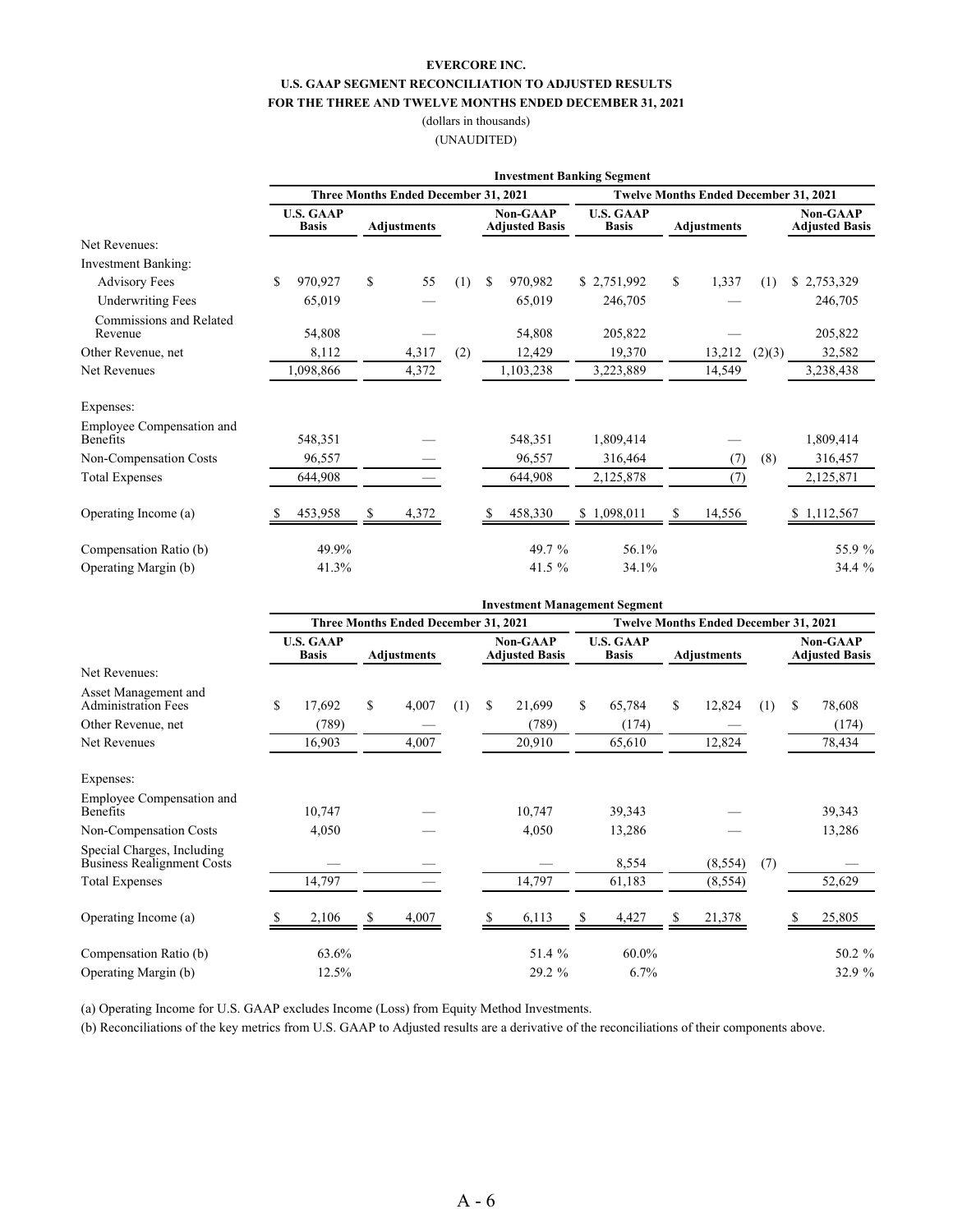**EVERCORE INC.**

**U.S. GAAP SEGMENT RECONCILIATION TO ADJUSTED RESULTS**

**FOR THE THREE AND TWELVE MONTHS ENDED DECEMBER 31, 2021**

(dollars in thousands)

(UNAUDITED)

| | Investment Banking Segment | | | | | | | |
|---|---|---|---|---|---|---|---|---|
| | Three Months Ended December 31, 2021 | | | | Twelve Months Ended December 31, 2021 | | | |
| | U.S. GAAP Basis | Adjustments | | Non-GAAP Adjusted Basis | U.S. GAAP Basis | Adjustments | | Non-GAAP Adjusted Basis |
| Net Revenues: | | | | | | | | |
| Investment Banking: | | | | | | | | |
| Advisory Fees | $ 970,927 | $ 55 | (1) | $ 970,982 | $ 2,751,992 | $ 1,337 | (1) | $ 2,753,329 |
| Underwriting Fees | 65,019 | — | | 65,019 | 246,705 | — | | 246,705 |
| Commissions and Related Revenue | 54,808 | — | | 54,808 | 205,822 | — | | 205,822 |
| Other Revenue, net | 8,112 | 4,317 | (2) | 12,429 | 19,370 | 13,212 | (2)(3) | 32,582 |
| Net Revenues | 1,098,866 | 4,372 | | 1,103,238 | 3,223,889 | 14,549 | | 3,238,438 |
| Expenses: | | | | | | | | |
| Employee Compensation and Benefits | 548,351 | — | | 548,351 | 1,809,414 | — | | 1,809,414 |
| Non-Compensation Costs | 96,557 | — | | 96,557 | 316,464 | (7) | (8) | 316,457 |
| Total Expenses | 644,908 | — | | 644,908 | 2,125,878 | (7) | | 2,125,871 |
| Operating Income (a) | $ 453,958 | $ 4,372 | | $ 458,330 | $ 1,098,011 | $ 14,556 | | $ 1,112,567 |
| Compensation Ratio (b) | 49.9% | | | 49.7 % | 56.1% | | | 55.9 % |
| Operating Margin (b) | 41.3% | | | 41.5 % | 34.1% | | | 34.4 % |

| | Investment Management Segment | | | | | | | |
|---|---|---|---|---|---|---|---|---|
| | Three Months Ended December 31, 2021 | | | | Twelve Months Ended December 31, 2021 | | | |
| | U.S. GAAP Basis | Adjustments | | Non-GAAP Adjusted Basis | U.S. GAAP Basis | Adjustments | | Non-GAAP Adjusted Basis |
| Net Revenues: | | | | | | | | |
| Asset Management and Administration Fees | $ 17,692 | $ 4,007 | (1) | $ 21,699 | $ 65,784 | $ 12,824 | (1) | $ 78,608 |
| Other Revenue, net | (789) | — | | (789) | (174) | — | | (174) |
| Net Revenues | 16,903 | 4,007 | | 20,910 | 65,610 | 12,824 | | 78,434 |
| Expenses: | | | | | | | | |
| Employee Compensation and Benefits | 10,747 | — | | 10,747 | 39,343 | — | | 39,343 |
| Non-Compensation Costs | 4,050 | — | | 4,050 | 13,286 | — | | 13,286 |
| Special Charges, Including Business Realignment Costs | — | — | | — | 8,554 | (8,554) | (7) | — |
| Total Expenses | 14,797 | — | | 14,797 | 61,183 | (8,554) | | 52,629 |
| Operating Income (a) | $ 2,106 | $ 4,007 | | $ 6,113 | $ 4,427 | $ 21,378 | | $ 25,805 |
| Compensation Ratio (b) | 63.6% | | | 51.4 % | 60.0% | | | 50.2 % |
| Operating Margin (b) | 12.5% | | | 29.2 % | 6.7% | | | 32.9 % |

(a) Operating Income for U.S. GAAP excludes Income (Loss) from Equity Method Investments.

(b) Reconciliations of the key metrics from U.S. GAAP to Adjusted results are a derivative of the reconciliations of their components above.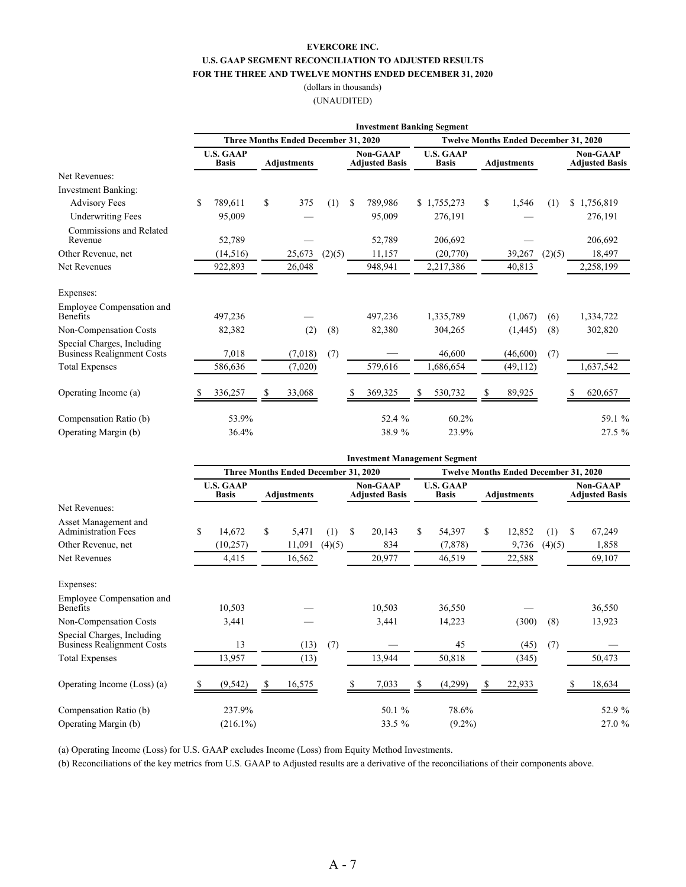**EVERCORE INC.**

**U.S. GAAP SEGMENT RECONCILIATION TO ADJUSTED RESULTS**

**FOR THE THREE AND TWELVE MONTHS ENDED DECEMBER 31, 2020**

(dollars in thousands)

(UNAUDITED)

| | Investment Banking Segment | | | | | | | |
|---|---|---|---|---|---|---|---|---|
| | Three Months Ended December 31, 2020 | | | | Twelve Months Ended December 31, 2020 | | | |
| | U.S. GAAP Basis | Adjustments | | Non-GAAP Adjusted Basis | U.S. GAAP Basis | Adjustments | | Non-GAAP Adjusted Basis |
| Net Revenues: | | | | | | | | |
| Investment Banking: | | | | | | | | |
| Advisory Fees | $ 789,611 | $ 375 | (1) | $ 789,986 | $ 1,755,273 | $ 1,546 | (1) | $ 1,756,819 |
| Underwriting Fees | 95,009 | — | | 95,009 | 276,191 | — | | 276,191 |
| Commissions and Related Revenue | 52,789 | — | | 52,789 | 206,692 | — | | 206,692 |
| Other Revenue, net | (14,516) | 25,673 | (2)(5) | 11,157 | (20,770) | 39,267 | (2)(5) | 18,497 |
| Net Revenues | 922,893 | 26,048 | | 948,941 | 2,217,386 | 40,813 | | 2,258,199 |
| Expenses: | | | | | | | | |
| Employee Compensation and Benefits | 497,236 | — | | 497,236 | 1,335,789 | (1,067) | (6) | 1,334,722 |
| Non-Compensation Costs | 82,382 | (2) | (8) | 82,380 | 304,265 | (1,445) | (8) | 302,820 |
| Special Charges, Including Business Realignment Costs | 7,018 | (7,018) | (7) | — | 46,600 | (46,600) | (7) | — |
| Total Expenses | 586,636 | (7,020) | | 579,616 | 1,686,654 | (49,112) | | 1,637,542 |
| Operating Income (a) | $ 336,257 | $ 33,068 | | $ 369,325 | $ 530,732 | $ 89,925 | | $ 620,657 |
| Compensation Ratio (b) | 53.9% | | | 52.4 % | 60.2% | | | 59.1 % |
| Operating Margin (b) | 36.4% | | | 38.9 % | 23.9% | | | 27.5 % |

| | Investment Management Segment | | | | | | | |
|---|---|---|---|---|---|---|---|---|
| | Three Months Ended December 31, 2020 | | | | Twelve Months Ended December 31, 2020 | | | |
| | U.S. GAAP Basis | Adjustments | | Non-GAAP Adjusted Basis | U.S. GAAP Basis | Adjustments | | Non-GAAP Adjusted Basis |
| Net Revenues: | | | | | | | | |
| Asset Management and Administration Fees | $ 14,672 | $ 5,471 | (1) | $ 20,143 | $ 54,397 | $ 12,852 | (1) | $ 67,249 |
| Other Revenue, net | (10,257) | 11,091 | (4)(5) | 834 | (7,878) | 9,736 | (4)(5) | 1,858 |
| Net Revenues | 4,415 | 16,562 | | 20,977 | 46,519 | 22,588 | | 69,107 |
| Expenses: | | | | | | | | |
| Employee Compensation and Benefits | 10,503 | — | | 10,503 | 36,550 | — | | 36,550 |
| Non-Compensation Costs | 3,441 | — | | 3,441 | 14,223 | (300) | (8) | 13,923 |
| Special Charges, Including Business Realignment Costs | 13 | (13) | (7) | — | 45 | (45) | (7) | — |
| Total Expenses | 13,957 | (13) | | 13,944 | 50,818 | (345) | | 50,473 |
| Operating Income (Loss) (a) | $ (9,542) | $ 16,575 | | $ 7,033 | $ (4,299) | $ 22,933 | | $ 18,634 |
| Compensation Ratio (b) | 237.9% | | | 50.1 % | 78.6% | | | 52.9 % |
| Operating Margin (b) | (216.1%) | | | 33.5 % | (9.2%) | | | 27.0 % |

(a) Operating Income (Loss) for U.S. GAAP excludes Income (Loss) from Equity Method Investments.

(b) Reconciliations of the key metrics from U.S. GAAP to Adjusted results are a derivative of the reconciliations of their components above.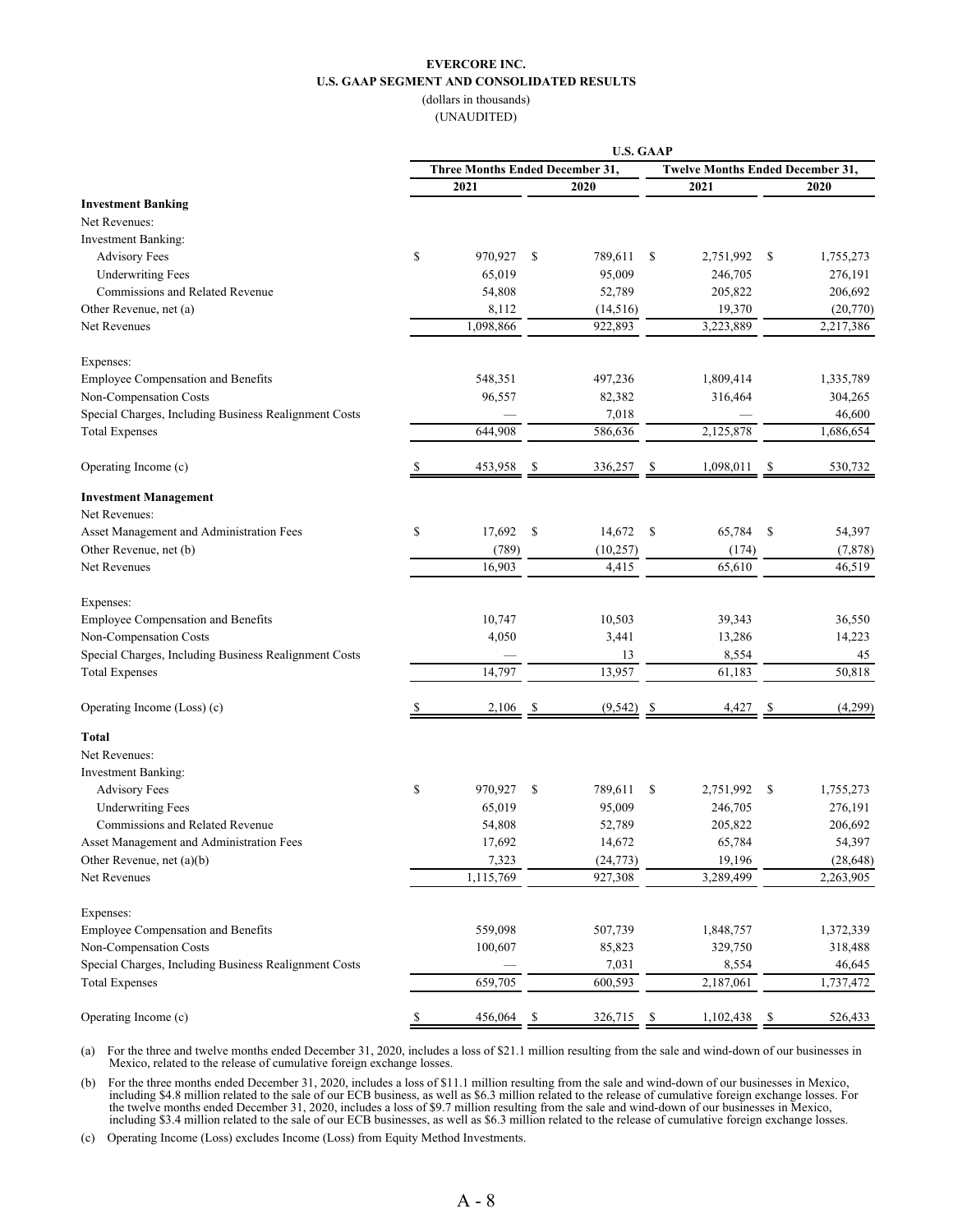**EVERCORE INC.**
**U.S. GAAP SEGMENT AND CONSOLIDATED RESULTS**
(dollars in thousands)
(UNAUDITED)

| | U.S. GAAP | | | |
|---|---|---|---|---|
| | Three Months Ended December 31, | | Twelve Months Ended December 31, | |
| | 2021 | 2020 | 2021 | 2020 |
| **Investment Banking** | | | | |
| Net Revenues: | | | | |
| Investment Banking: | | | | |
| Advisory Fees | $ 970,927 | $ 789,611 | $ 2,751,992 | $ 1,755,273 |
| Underwriting Fees | 65,019 | 95,009 | 246,705 | 276,191 |
| Commissions and Related Revenue | 54,808 | 52,789 | 205,822 | 206,692 |
| Other Revenue, net (a) | 8,112 | (14,516) | 19,370 | (20,770) |
| Net Revenues | 1,098,866 | 922,893 | 3,223,889 | 2,217,386 |
| Expenses: | | | | |
| Employee Compensation and Benefits | 548,351 | 497,236 | 1,809,414 | 1,335,789 |
| Non-Compensation Costs | 96,557 | 82,382 | 316,464 | 304,265 |
| Special Charges, Including Business Realignment Costs | — | 7,018 | — | 46,600 |
| Total Expenses | 644,908 | 586,636 | 2,125,878 | 1,686,654 |
| Operating Income (c) | $ 453,958 | $ 336,257 | $ 1,098,011 | $ 530,732 |
| **Investment Management** | | | | |
| Net Revenues: | | | | |
| Asset Management and Administration Fees | $ 17,692 | $ 14,672 | $ 65,784 | $ 54,397 |
| Other Revenue, net (b) | (789) | (10,257) | (174) | (7,878) |
| Net Revenues | 16,903 | 4,415 | 65,610 | 46,519 |
| Expenses: | | | | |
| Employee Compensation and Benefits | 10,747 | 10,503 | 39,343 | 36,550 |
| Non-Compensation Costs | 4,050 | 3,441 | 13,286 | 14,223 |
| Special Charges, Including Business Realignment Costs | — | 13 | 8,554 | 45 |
| Total Expenses | 14,797 | 13,957 | 61,183 | 50,818 |
| Operating Income (Loss) (c) | $ 2,106 | $ (9,542) | $ 4,427 | $ (4,299) |
| **Total** | | | | |
| Net Revenues: | | | | |
| Investment Banking: | | | | |
| Advisory Fees | $ 970,927 | $ 789,611 | $ 2,751,992 | $ 1,755,273 |
| Underwriting Fees | 65,019 | 95,009 | 246,705 | 276,191 |
| Commissions and Related Revenue | 54,808 | 52,789 | 205,822 | 206,692 |
| Asset Management and Administration Fees | 17,692 | 14,672 | 65,784 | 54,397 |
| Other Revenue, net (a)(b) | 7,323 | (24,773) | 19,196 | (28,648) |
| Net Revenues | 1,115,769 | 927,308 | 3,289,499 | 2,263,905 |
| Expenses: | | | | |
| Employee Compensation and Benefits | 559,098 | 507,739 | 1,848,757 | 1,372,339 |
| Non-Compensation Costs | 100,607 | 85,823 | 329,750 | 318,488 |
| Special Charges, Including Business Realignment Costs | — | 7,031 | 8,554 | 46,645 |
| Total Expenses | 659,705 | 600,593 | 2,187,061 | 1,737,472 |
| Operating Income (c) | $ 456,064 | $ 326,715 | $ 1,102,438 | $ 526,433 |

(a) For the three and twelve months ended December 31, 2020, includes a loss of $21.1 million resulting from the sale and wind-down of our businesses in Mexico, related to the release of cumulative foreign exchange losses.

(b) For the three months ended December 31, 2020, includes a loss of $11.1 million resulting from the sale and wind-down of our businesses in Mexico, including $4.8 million related to the sale of our ECB business, as well as $6.3 million related to the release of cumulative foreign exchange losses. For the twelve months ended December 31, 2020, includes a loss of $9.7 million resulting from the sale and wind-down of our businesses in Mexico, including $3.4 million related to the sale of our ECB businesses, as well as $6.3 million related to the release of cumulative foreign exchange losses.

(c) Operating Income (Loss) excludes Income (Loss) from Equity Method Investments.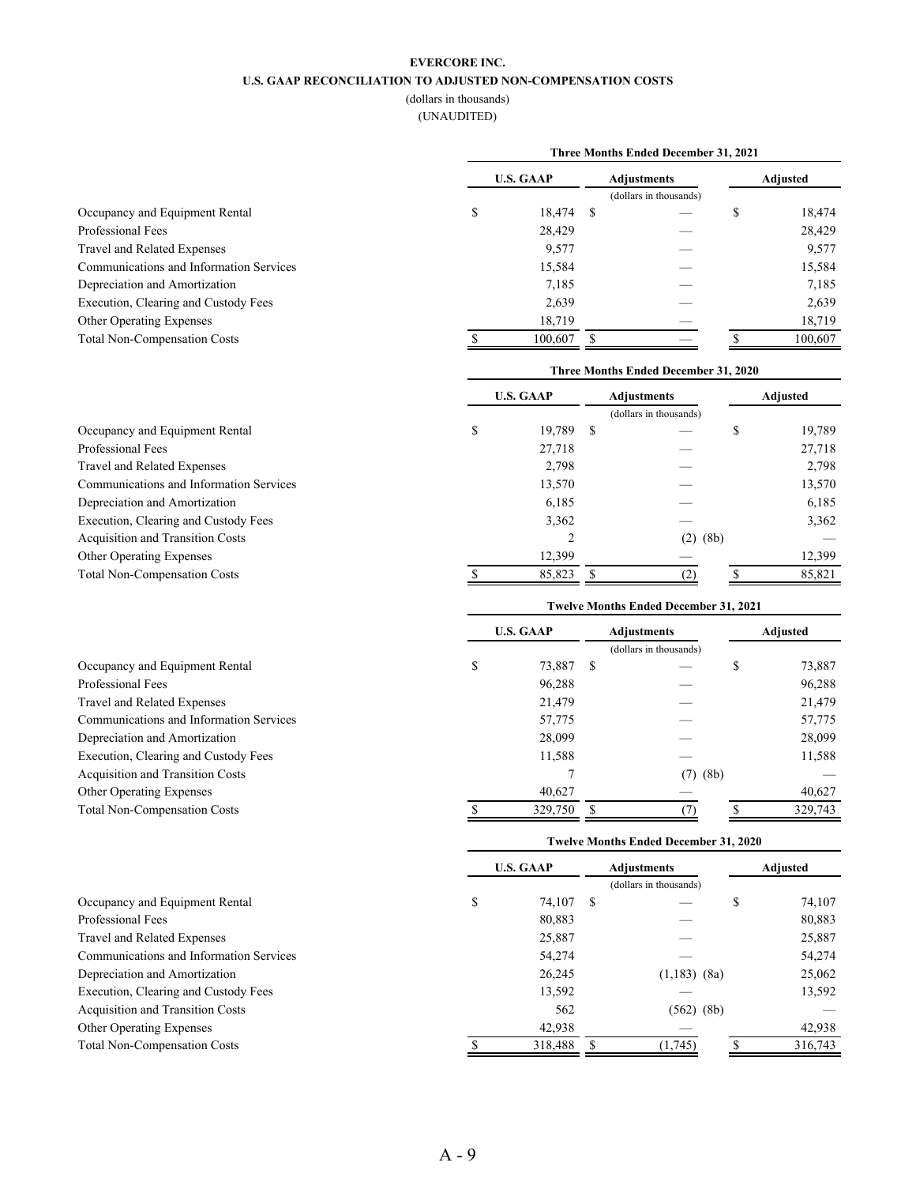**EVERCORE INC.**

**U.S. GAAP RECONCILIATION TO ADJUSTED NON-COMPENSATION COSTS**

(dollars in thousands)

(UNAUDITED)

| | Three Months Ended December 31, 2021 | | |
|---|---|---|---|
| | U.S. GAAP | Adjustments (dollars in thousands) | Adjusted |
| Occupancy and Equipment Rental | $ 18,474 | $ — | $ 18,474 |
| Professional Fees | 28,429 | — | 28,429 |
| Travel and Related Expenses | 9,577 | — | 9,577 |
| Communications and Information Services | 15,584 | — | 15,584 |
| Depreciation and Amortization | 7,185 | — | 7,185 |
| Execution, Clearing and Custody Fees | 2,639 | — | 2,639 |
| Other Operating Expenses | 18,719 | — | 18,719 |
| Total Non-Compensation Costs | $ 100,607 | $ — | $ 100,607 |

| | Three Months Ended December 31, 2020 | | |
|---|---|---|---|
| | U.S. GAAP | Adjustments (dollars in thousands) | Adjusted |
| Occupancy and Equipment Rental | $ 19,789 | $ — | $ 19,789 |
| Professional Fees | 27,718 | — | 27,718 |
| Travel and Related Expenses | 2,798 | — | 2,798 |
| Communications and Information Services | 13,570 | — | 13,570 |
| Depreciation and Amortization | 6,185 | — | 6,185 |
| Execution, Clearing and Custody Fees | 3,362 | — | 3,362 |
| Acquisition and Transition Costs | 2 | (2) (8b) | — |
| Other Operating Expenses | 12,399 | — | 12,399 |
| Total Non-Compensation Costs | $ 85,823 | $ (2) | $ 85,821 |

| | Twelve Months Ended December 31, 2021 | | |
|---|---|---|---|
| | U.S. GAAP | Adjustments (dollars in thousands) | Adjusted |
| Occupancy and Equipment Rental | $ 73,887 | $ — | $ 73,887 |
| Professional Fees | 96,288 | — | 96,288 |
| Travel and Related Expenses | 21,479 | — | 21,479 |
| Communications and Information Services | 57,775 | — | 57,775 |
| Depreciation and Amortization | 28,099 | — | 28,099 |
| Execution, Clearing and Custody Fees | 11,588 | — | 11,588 |
| Acquisition and Transition Costs | 7 | (7) (8b) | — |
| Other Operating Expenses | 40,627 | — | 40,627 |
| Total Non-Compensation Costs | $ 329,750 | $ (7) | $ 329,743 |

| | Twelve Months Ended December 31, 2020 | | |
|---|---|---|---|
| | U.S. GAAP | Adjustments (dollars in thousands) | Adjusted |
| Occupancy and Equipment Rental | $ 74,107 | $ — | $ 74,107 |
| Professional Fees | 80,883 | — | 80,883 |
| Travel and Related Expenses | 25,887 | — | 25,887 |
| Communications and Information Services | 54,274 | — | 54,274 |
| Depreciation and Amortization | 26,245 | (1,183) (8a) | 25,062 |
| Execution, Clearing and Custody Fees | 13,592 | — | 13,592 |
| Acquisition and Transition Costs | 562 | (562) (8b) | — |
| Other Operating Expenses | 42,938 | — | 42,938 |
| Total Non-Compensation Costs | $ 318,488 | $ (1,745) | $ 316,743 |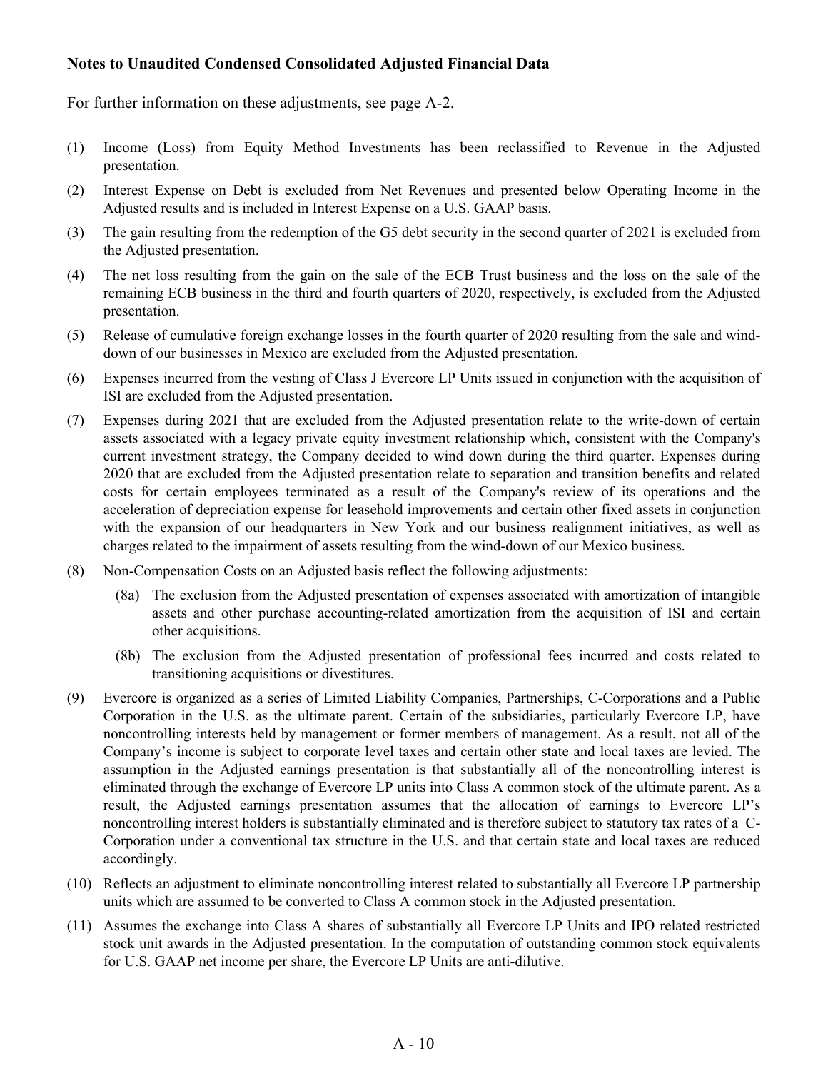**Notes to Unaudited Condensed Consolidated Adjusted Financial Data**

For further information on these adjustments, see page A-2.

(1) Income (Loss) from Equity Method Investments has been reclassified to Revenue in the Adjusted presentation.

(2) Interest Expense on Debt is excluded from Net Revenues and presented below Operating Income in the Adjusted results and is included in Interest Expense on a U.S. GAAP basis.

(3) The gain resulting from the redemption of the G5 debt security in the second quarter of 2021 is excluded from the Adjusted presentation.

(4) The net loss resulting from the gain on the sale of the ECB Trust business and the loss on the sale of the remaining ECB business in the third and fourth quarters of 2020, respectively, is excluded from the Adjusted presentation.

(5) Release of cumulative foreign exchange losses in the fourth quarter of 2020 resulting from the sale and wind-down of our businesses in Mexico are excluded from the Adjusted presentation.

(6) Expenses incurred from the vesting of Class J Evercore LP Units issued in conjunction with the acquisition of ISI are excluded from the Adjusted presentation.

(7) Expenses during 2021 that are excluded from the Adjusted presentation relate to the write-down of certain assets associated with a legacy private equity investment relationship which, consistent with the Company's current investment strategy, the Company decided to wind down during the third quarter. Expenses during 2020 that are excluded from the Adjusted presentation relate to separation and transition benefits and related costs for certain employees terminated as a result of the Company's review of its operations and the acceleration of depreciation expense for leasehold improvements and certain other fixed assets in conjunction with the expansion of our headquarters in New York and our business realignment initiatives, as well as charges related to the impairment of assets resulting from the wind-down of our Mexico business.

(8) Non-Compensation Costs on an Adjusted basis reflect the following adjustments:

  (8a) The exclusion from the Adjusted presentation of expenses associated with amortization of intangible assets and other purchase accounting-related amortization from the acquisition of ISI and certain other acquisitions.

  (8b) The exclusion from the Adjusted presentation of professional fees incurred and costs related to transitioning acquisitions or divestitures.

(9) Evercore is organized as a series of Limited Liability Companies, Partnerships, C-Corporations and a Public Corporation in the U.S. as the ultimate parent. Certain of the subsidiaries, particularly Evercore LP, have noncontrolling interests held by management or former members of management. As a result, not all of the Company's income is subject to corporate level taxes and certain other state and local taxes are levied. The assumption in the Adjusted earnings presentation is that substantially all of the noncontrolling interest is eliminated through the exchange of Evercore LP units into Class A common stock of the ultimate parent. As a result, the Adjusted earnings presentation assumes that the allocation of earnings to Evercore LP's noncontrolling interest holders is substantially eliminated and is therefore subject to statutory tax rates of a C-Corporation under a conventional tax structure in the U.S. and that certain state and local taxes are reduced accordingly.

(10) Reflects an adjustment to eliminate noncontrolling interest related to substantially all Evercore LP partnership units which are assumed to be converted to Class A common stock in the Adjusted presentation.

(11) Assumes the exchange into Class A shares of substantially all Evercore LP Units and IPO related restricted stock unit awards in the Adjusted presentation. In the computation of outstanding common stock equivalents for U.S. GAAP net income per share, the Evercore LP Units are anti-dilutive.